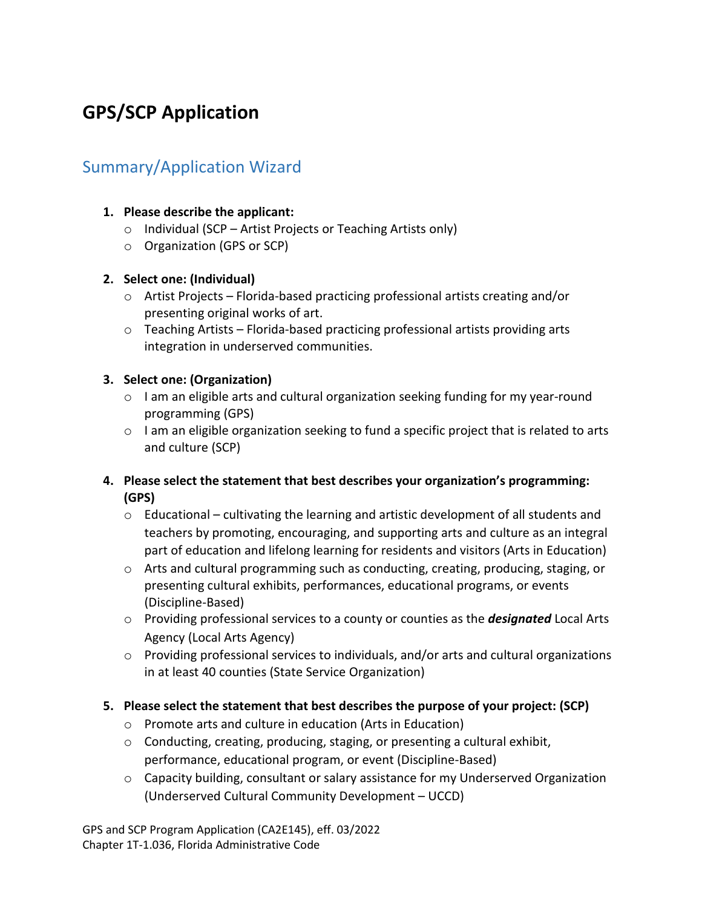# GPS/SCP Application

## Summary/Application Wizard

1. **Please describe the applicant:**
   - Individual (SCP – Artist Projects or Teaching Artists only)
   - Organization (GPS or SCP)

2. **Select one: (Individual)**
   - Artist Projects – Florida-based practicing professional artists creating and/or presenting original works of art.
   - Teaching Artists – Florida-based practicing professional artists providing arts integration in underserved communities.

3. **Select one: (Organization)**
   - I am an eligible arts and cultural organization seeking funding for my year-round programming (GPS)
   - I am an eligible organization seeking to fund a specific project that is related to arts and culture (SCP)

4. **Please select the statement that best describes your organization's programming: (GPS)**
   - Educational – cultivating the learning and artistic development of all students and teachers by promoting, encouraging, and supporting arts and culture as an integral part of education and lifelong learning for residents and visitors (Arts in Education)
   - Arts and cultural programming such as conducting, creating, producing, staging, or presenting cultural exhibits, performances, educational programs, or events (Discipline-Based)
   - Providing professional services to a county or counties as the ***designated*** Local Arts Agency (Local Arts Agency)
   - Providing professional services to individuals, and/or arts and cultural organizations in at least 40 counties (State Service Organization)

5. **Please select the statement that best describes the purpose of your project: (SCP)**
   - Promote arts and culture in education (Arts in Education)
   - Conducting, creating, producing, staging, or presenting a cultural exhibit, performance, educational program, or event (Discipline-Based)
   - Capacity building, consultant or salary assistance for my Underserved Organization (Underserved Cultural Community Development – UCCD)

GPS and SCP Program Application (CA2E145), eff. 03/2022
Chapter 1T-1.036, Florida Administrative Code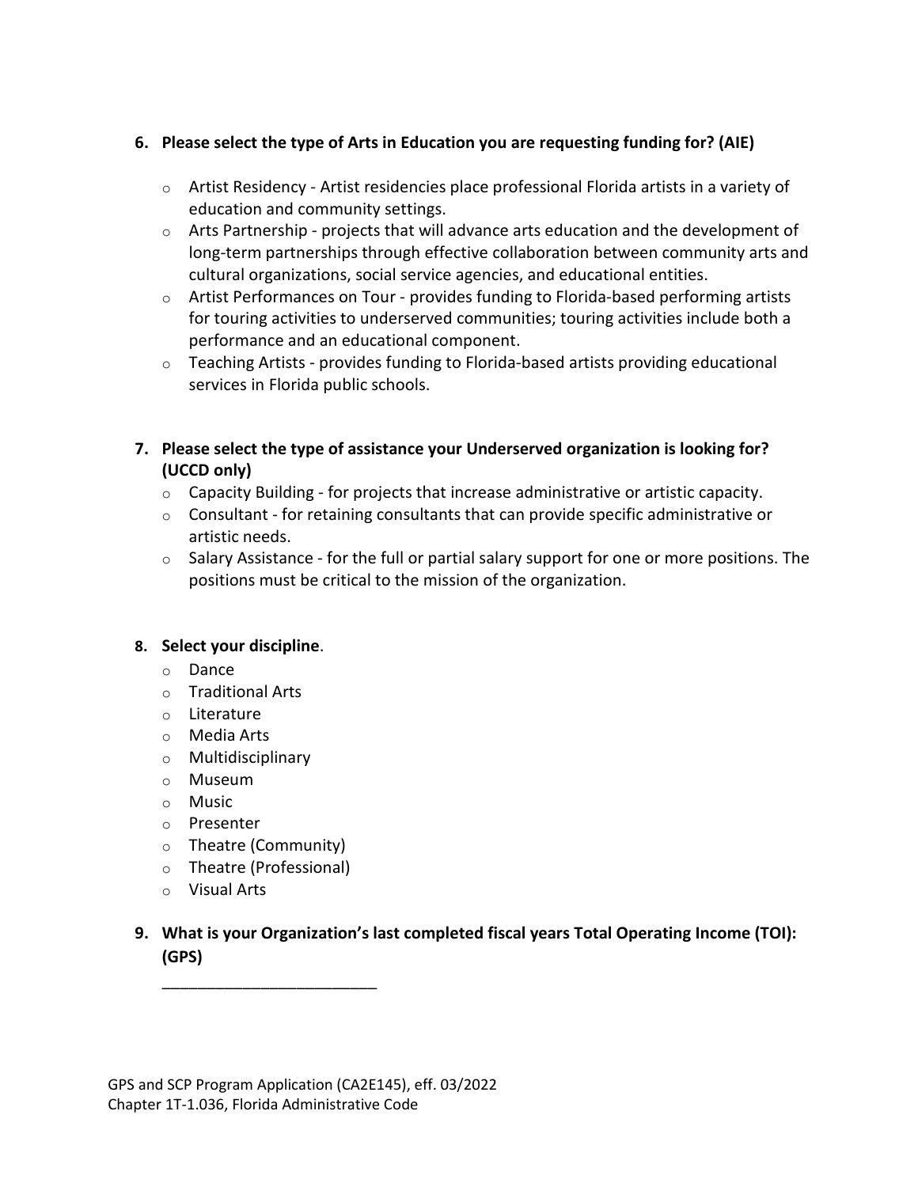6. **Please select the type of Arts in Education you are requesting funding for? (AIE)**

   - Artist Residency - Artist residencies place professional Florida artists in a variety of education and community settings.
   - Arts Partnership - projects that will advance arts education and the development of long-term partnerships through effective collaboration between community arts and cultural organizations, social service agencies, and educational entities.
   - Artist Performances on Tour - provides funding to Florida-based performing artists for touring activities to underserved communities; touring activities include both a performance and an educational component.
   - Teaching Artists - provides funding to Florida-based artists providing educational services in Florida public schools.

7. **Please select the type of assistance your Underserved organization is looking for? (UCCD only)**
   - Capacity Building - for projects that increase administrative or artistic capacity.
   - Consultant - for retaining consultants that can provide specific administrative or artistic needs.
   - Salary Assistance - for the full or partial salary support for one or more positions. The positions must be critical to the mission of the organization.

8. **Select your discipline**.
   - Dance
   - Traditional Arts
   - Literature
   - Media Arts
   - Multidisciplinary
   - Museum
   - Music
   - Presenter
   - Theatre (Community)
   - Theatre (Professional)
   - Visual Arts

9. **What is your Organization's last completed fiscal years Total Operating Income (TOI): (GPS)**

   ________________________

GPS and SCP Program Application (CA2E145), eff. 03/2022
Chapter 1T-1.036, Florida Administrative Code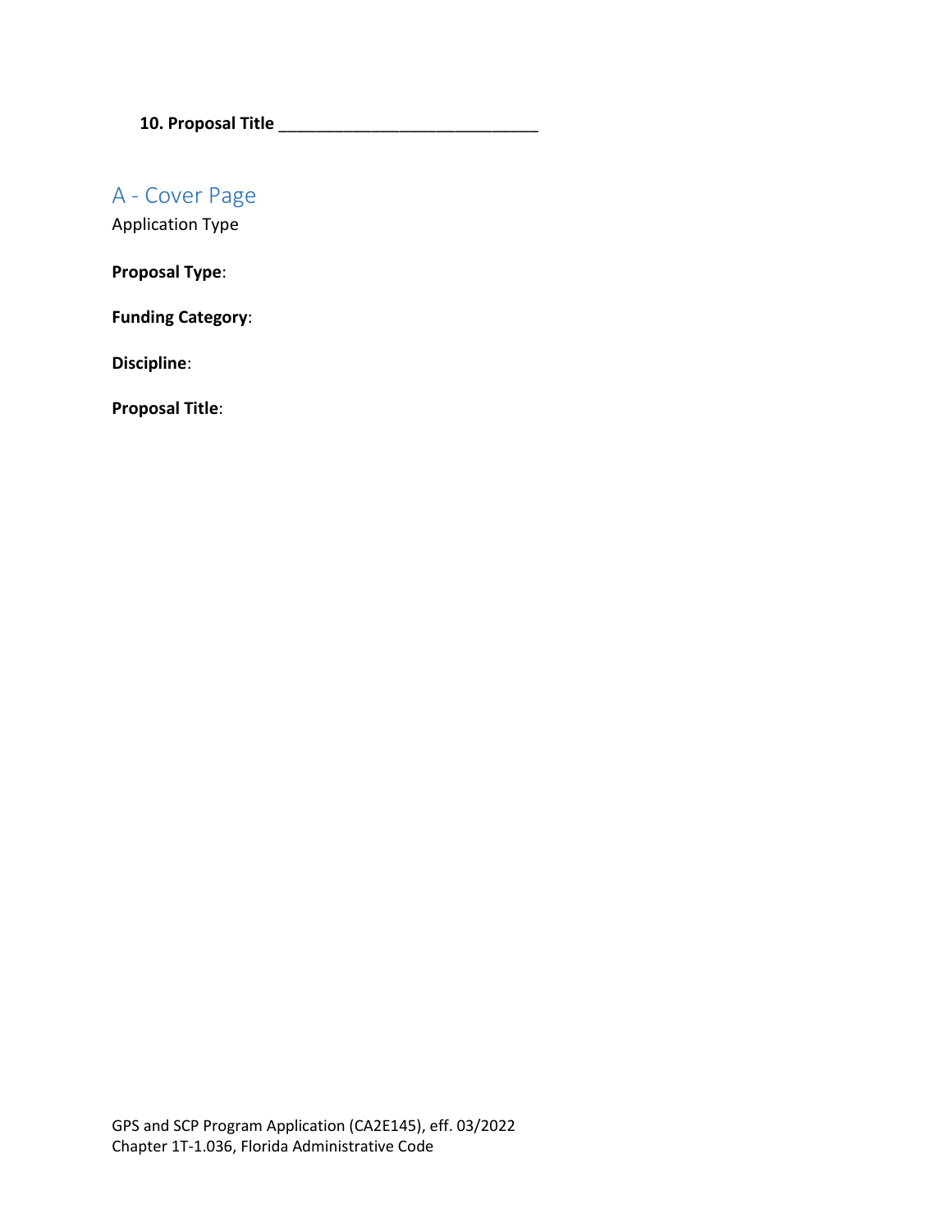**10. Proposal Title** ______________________________

## A - Cover Page

Application Type

**Proposal Type**:

**Funding Category**:

**Discipline**:

**Proposal Title**: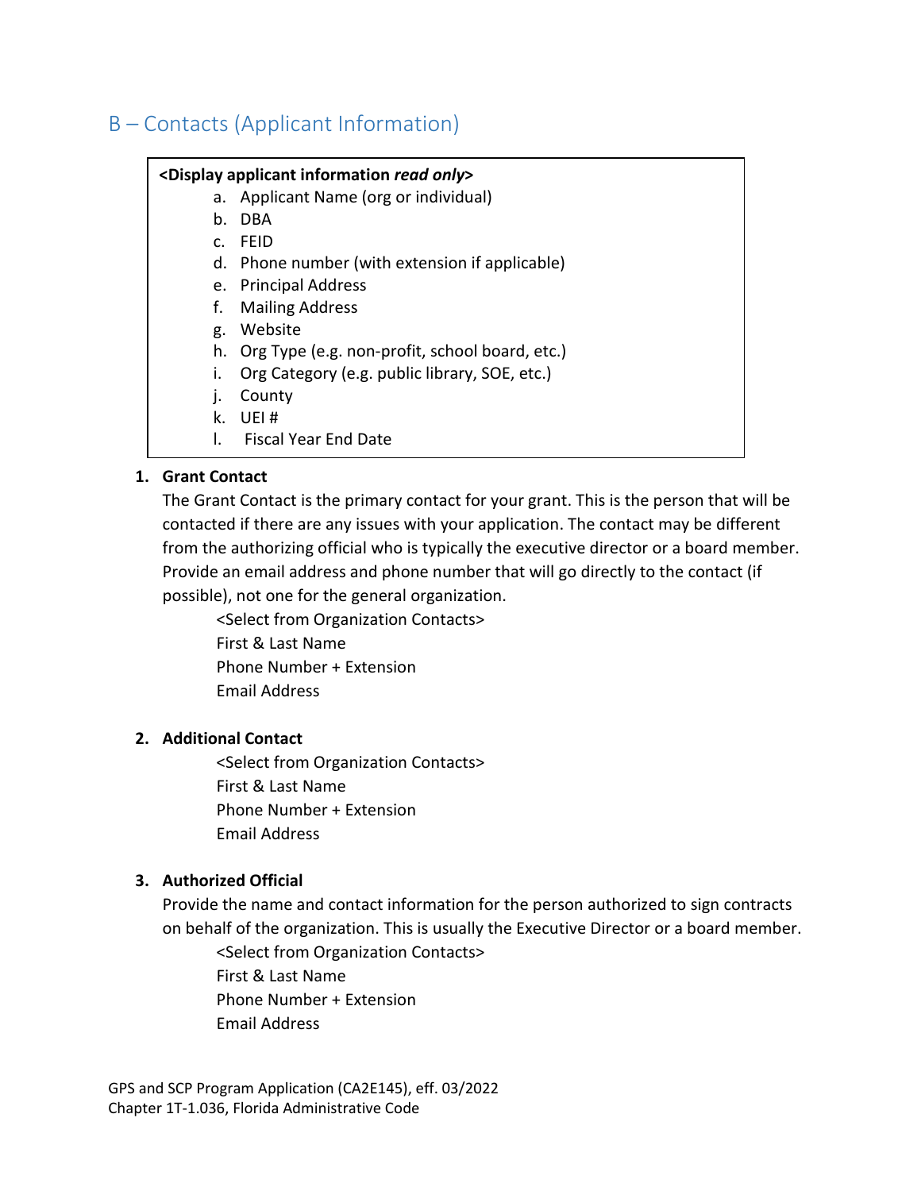## B – Contacts (Applicant Information)

> **<Display applicant information *read only*>**
>
> a. Applicant Name (org or individual)
> b. DBA
> c. FEID
> d. Phone number (with extension if applicable)
> e. Principal Address
> f. Mailing Address
> g. Website
> h. Org Type (e.g. non-profit, school board, etc.)
> i. Org Category (e.g. public library, SOE, etc.)
> j. County
> k. UEI #
> l. Fiscal Year End Date

1. **Grant Contact**

   The Grant Contact is the primary contact for your grant. This is the person that will be contacted if there are any issues with your application. The contact may be different from the authorizing official who is typically the executive director or a board member. Provide an email address and phone number that will go directly to the contact (if possible), not one for the general organization.

   <Select from Organization Contacts>
   First & Last Name
   Phone Number + Extension
   Email Address

2. **Additional Contact**

   <Select from Organization Contacts>
   First & Last Name
   Phone Number + Extension
   Email Address

3. **Authorized Official**

   Provide the name and contact information for the person authorized to sign contracts on behalf of the organization. This is usually the Executive Director or a board member.

   <Select from Organization Contacts>
   First & Last Name
   Phone Number + Extension
   Email Address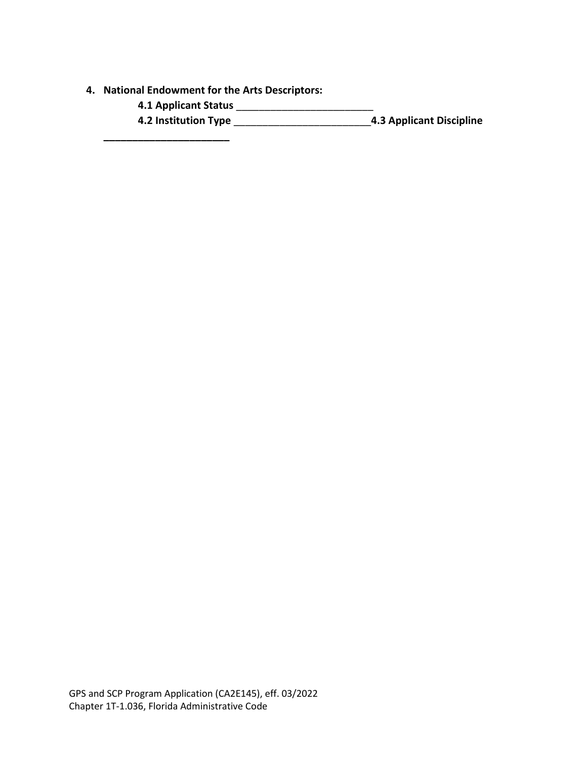4. **National Endowment for the Arts Descriptors:**

    **4.1 Applicant Status** ________________________

    **4.2 Institution Type** ________________________ **4.3 Applicant Discipline** ________________________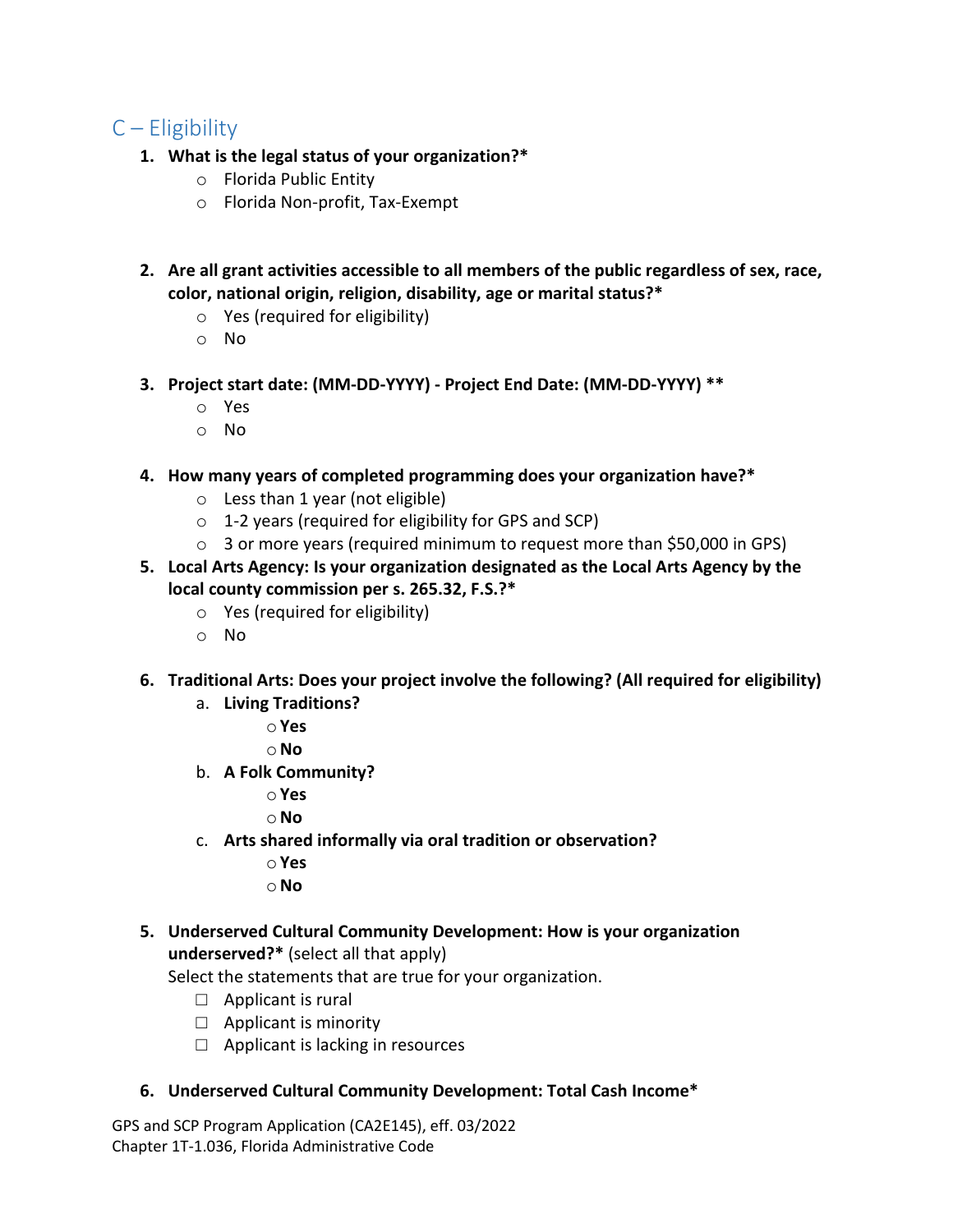## C – Eligibility

1. **What is the legal status of your organization?***
   - Florida Public Entity
   - Florida Non-profit, Tax-Exempt

2. **Are all grant activities accessible to all members of the public regardless of sex, race, color, national origin, religion, disability, age or marital status?***
   - Yes (required for eligibility)
   - No

3. **Project start date: (MM-DD-YYYY) - Project End Date: (MM-DD-YYYY) ****
   - Yes
   - No

4. **How many years of completed programming does your organization have?***
   - Less than 1 year (not eligible)
   - 1-2 years (required for eligibility for GPS and SCP)
   - 3 or more years (required minimum to request more than $50,000 in GPS)

5. **Local Arts Agency: Is your organization designated as the Local Arts Agency by the local county commission per s. 265.32, F.S.?***
   - Yes (required for eligibility)
   - No

6. **Traditional Arts: Does your project involve the following? (All required for eligibility)**
   a. **Living Traditions?**
      - **Yes**
      - **No**

   b. **A Folk Community?**
      - **Yes**
      - **No**

   c. **Arts shared informally via oral tradition or observation?**
      - **Yes**
      - **No**

5. **Underserved Cultural Community Development: How is your organization underserved?*** (select all that apply)

   Select the statements that are true for your organization.
   - ☐ Applicant is rural
   - ☐ Applicant is minority
   - ☐ Applicant is lacking in resources

6. **Underserved Cultural Community Development: Total Cash Income***

GPS and SCP Program Application (CA2E145), eff. 03/2022
Chapter 1T-1.036, Florida Administrative Code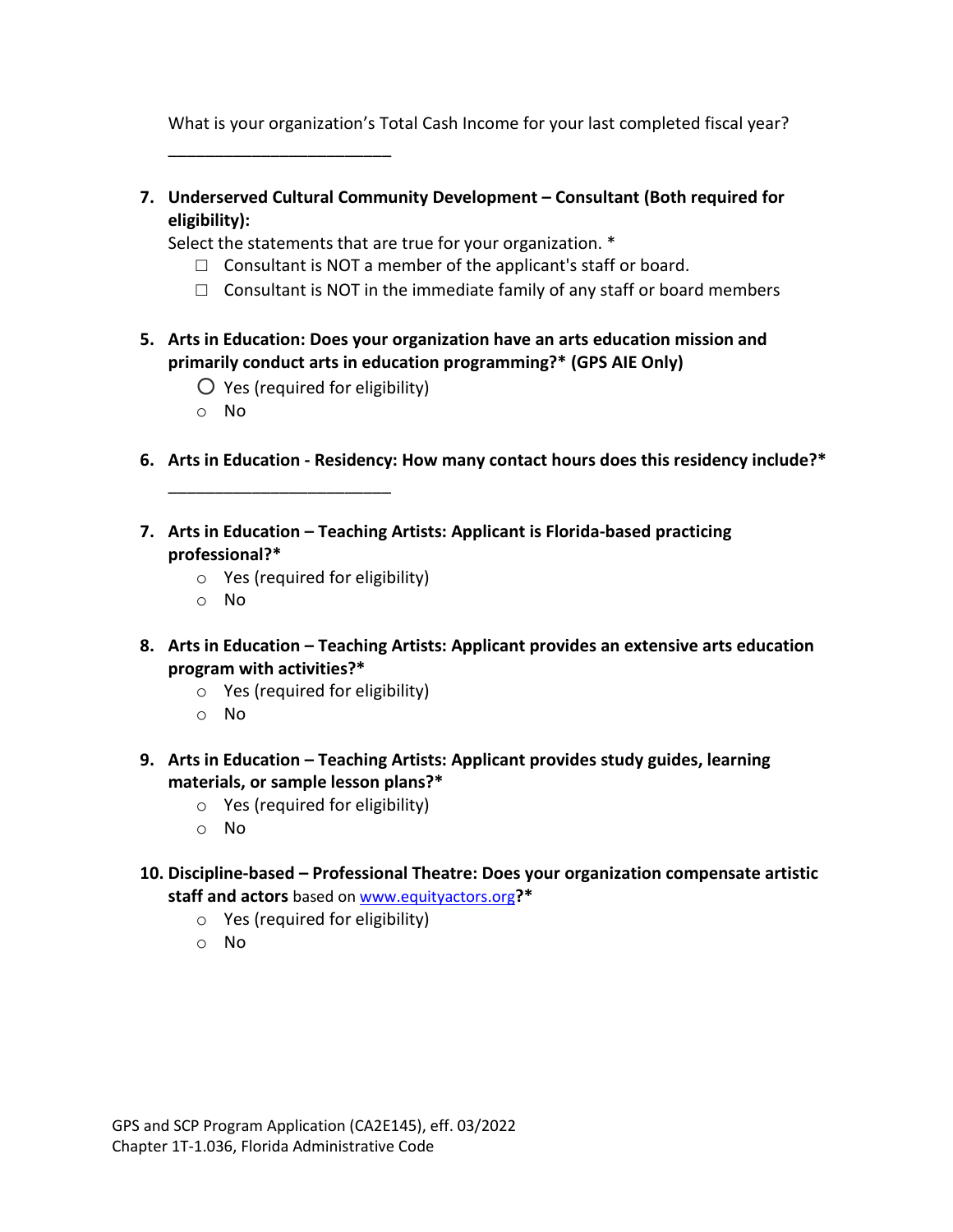What is your organization’s Total Cash Income for your last completed fiscal year?

________________________

7. **Underserved Cultural Community Development – Consultant (Both required for eligibility):**
   Select the statements that are true for your organization. *
   - ☐ Consultant is NOT a member of the applicant's staff or board.
   - ☐ Consultant is NOT in the immediate family of any staff or board members

5. **Arts in Education: Does your organization have an arts education mission and primarily conduct arts in education programming?* (GPS AIE Only)**
   - ○ Yes (required for eligibility)
   - ○ No

6. **Arts in Education - Residency: How many contact hours does this residency include?***

   ________________________

7. **Arts in Education – Teaching Artists: Applicant is Florida-based practicing professional?***
   - ○ Yes (required for eligibility)
   - ○ No

8. **Arts in Education – Teaching Artists: Applicant provides an extensive arts education program with activities?***
   - ○ Yes (required for eligibility)
   - ○ No

9. **Arts in Education – Teaching Artists: Applicant provides study guides, learning materials, or sample lesson plans?***
   - ○ Yes (required for eligibility)
   - ○ No

10. **Discipline-based – Professional Theatre: Does your organization compensate artistic staff and actors** based on www.equityactors.org**?***
    - ○ Yes (required for eligibility)
    - ○ No

GPS and SCP Program Application (CA2E145), eff. 03/2022
Chapter 1T-1.036, Florida Administrative Code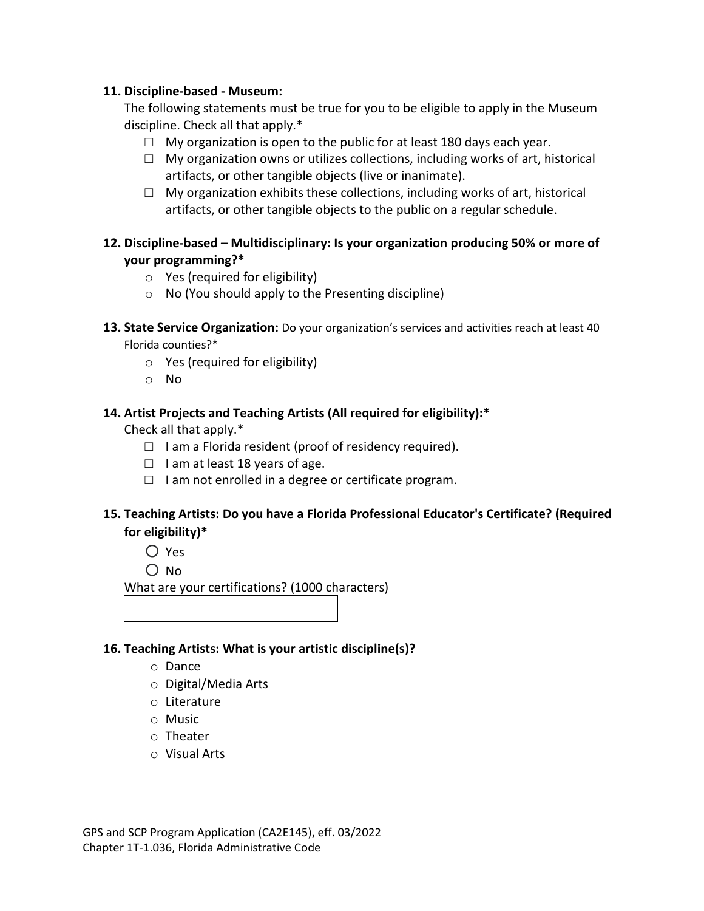**11. Discipline-based - Museum:**

The following statements must be true for you to be eligible to apply in the Museum discipline. Check all that apply.*

- ☐ My organization is open to the public for at least 180 days each year.
- ☐ My organization owns or utilizes collections, including works of art, historical artifacts, or other tangible objects (live or inanimate).
- ☐ My organization exhibits these collections, including works of art, historical artifacts, or other tangible objects to the public on a regular schedule.

**12. Discipline-based – Multidisciplinary: Is your organization producing 50% or more of your programming?***

- o Yes (required for eligibility)
- o No (You should apply to the Presenting discipline)

**13. State Service Organization:** Do your organization's services and activities reach at least 40 Florida counties?*

- o Yes (required for eligibility)
- o No

**14. Artist Projects and Teaching Artists (All required for eligibility):***

Check all that apply.*

- ☐ I am a Florida resident (proof of residency required).
- ☐ I am at least 18 years of age.
- ☐ I am not enrolled in a degree or certificate program.

**15. Teaching Artists: Do you have a Florida Professional Educator's Certificate? (Required for eligibility)***

- ○ Yes
- ○ No

What are your certifications? (1000 characters)

**16. Teaching Artists: What is your artistic discipline(s)?**

- o Dance
- o Digital/Media Arts
- o Literature
- o Music
- o Theater
- o Visual Arts

GPS and SCP Program Application (CA2E145), eff. 03/2022
Chapter 1T-1.036, Florida Administrative Code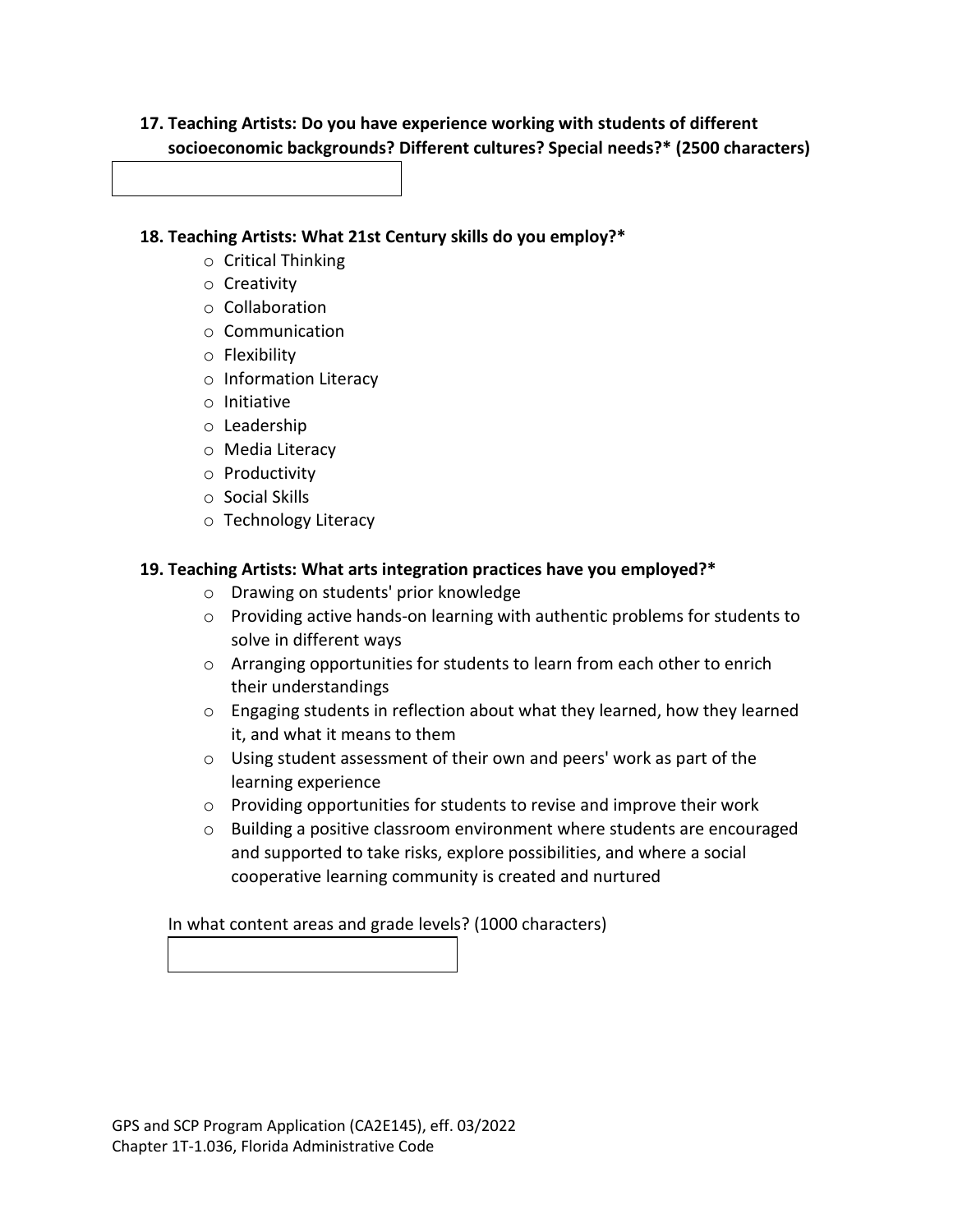**17. Teaching Artists: Do you have experience working with students of different socioeconomic backgrounds? Different cultures? Special needs?* (2500 characters)**

**18. Teaching Artists: What 21st Century skills do you employ?***

- Critical Thinking
- Creativity
- Collaboration
- Communication
- Flexibility
- Information Literacy
- Initiative
- Leadership
- Media Literacy
- Productivity
- Social Skills
- Technology Literacy

**19. Teaching Artists: What arts integration practices have you employed?***

- Drawing on students' prior knowledge
- Providing active hands-on learning with authentic problems for students to solve in different ways
- Arranging opportunities for students to learn from each other to enrich their understandings
- Engaging students in reflection about what they learned, how they learned it, and what it means to them
- Using student assessment of their own and peers' work as part of the learning experience
- Providing opportunities for students to revise and improve their work
- Building a positive classroom environment where students are encouraged and supported to take risks, explore possibilities, and where a social cooperative learning community is created and nurtured

In what content areas and grade levels? (1000 characters)

GPS and SCP Program Application (CA2E145), eff. 03/2022
Chapter 1T-1.036, Florida Administrative Code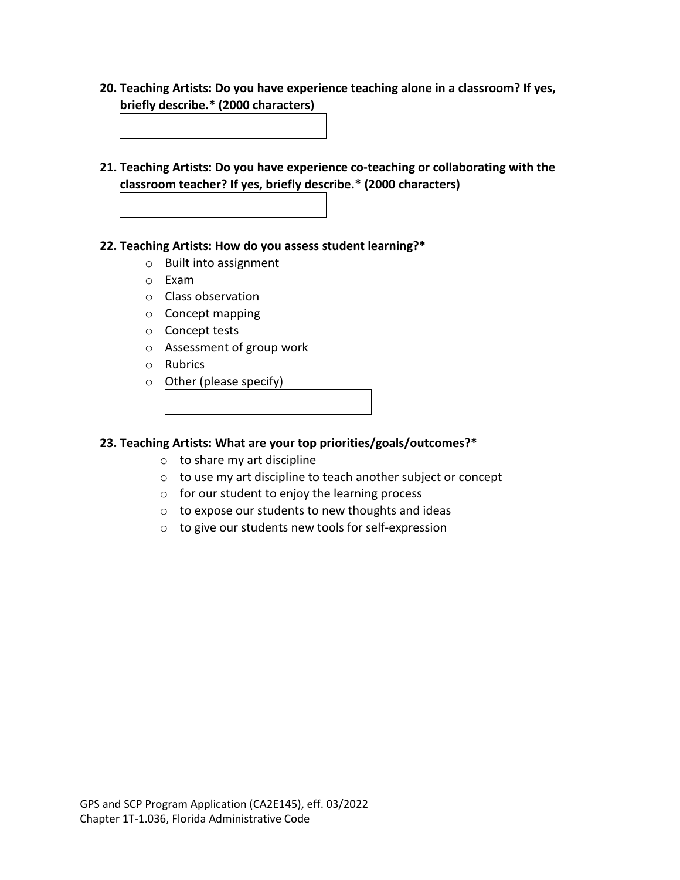**20. Teaching Artists: Do you have experience teaching alone in a classroom? If yes, briefly describe.* (2000 characters)**

**21. Teaching Artists: Do you have experience co-teaching or collaborating with the classroom teacher? If yes, briefly describe.* (2000 characters)**

**22. Teaching Artists: How do you assess student learning?***

- Built into assignment
- Exam
- Class observation
- Concept mapping
- Concept tests
- Assessment of group work
- Rubrics
- Other (please specify)

**23. Teaching Artists: What are your top priorities/goals/outcomes?***

- to share my art discipline
- to use my art discipline to teach another subject or concept
- for our student to enjoy the learning process
- to expose our students to new thoughts and ideas
- to give our students new tools for self-expression

GPS and SCP Program Application (CA2E145), eff. 03/2022
Chapter 1T-1.036, Florida Administrative Code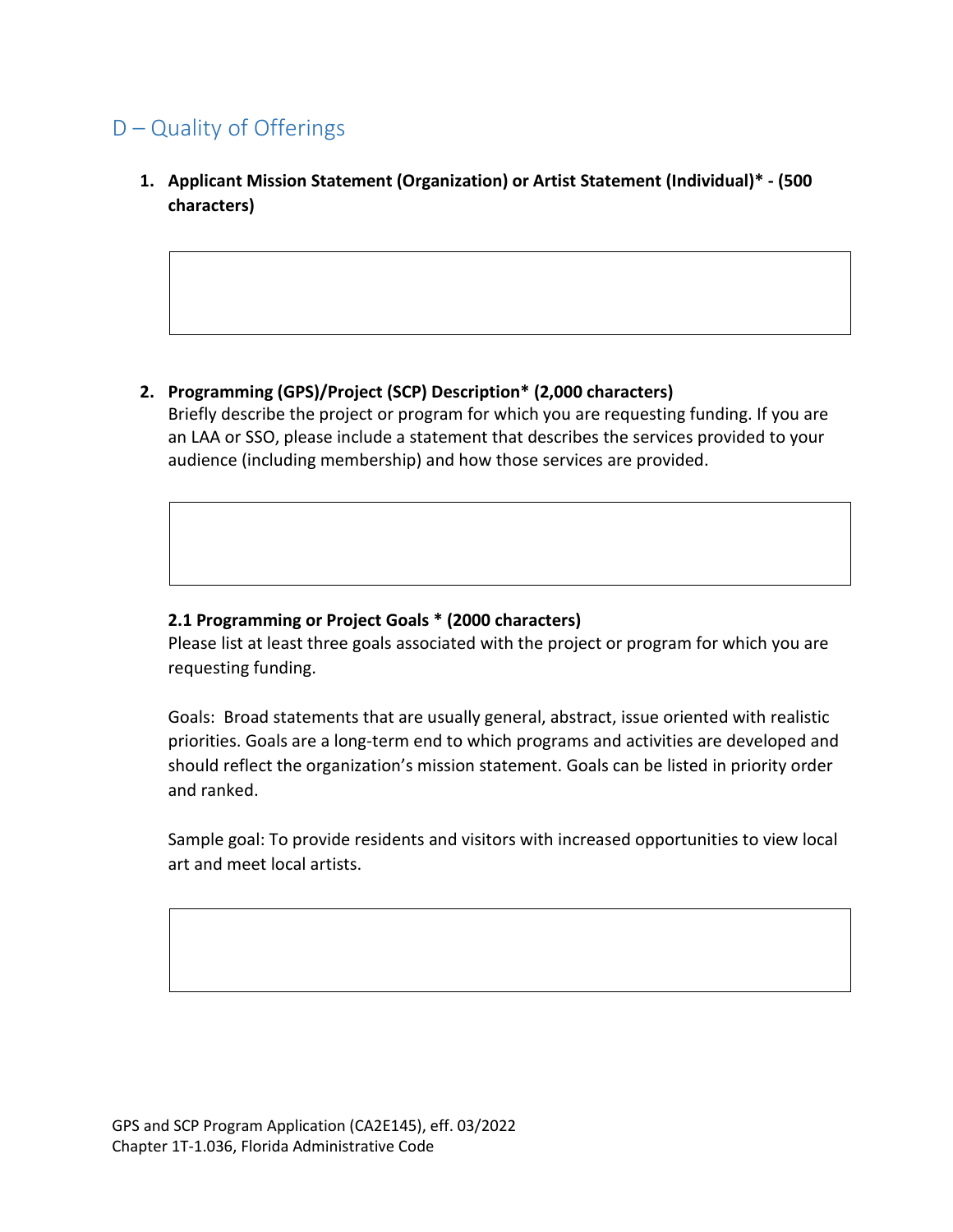## D – Quality of Offerings

1. **Applicant Mission Statement (Organization) or Artist Statement (Individual)* - (500 characters)**

2. **Programming (GPS)/Project (SCP) Description* (2,000 characters)**
   Briefly describe the project or program for which you are requesting funding. If you are an LAA or SSO, please include a statement that describes the services provided to your audience (including membership) and how those services are provided.

   **2.1 Programming or Project Goals * (2000 characters)**
   Please list at least three goals associated with the project or program for which you are requesting funding.

   Goals: Broad statements that are usually general, abstract, issue oriented with realistic priorities. Goals are a long-term end to which programs and activities are developed and should reflect the organization's mission statement. Goals can be listed in priority order and ranked.

   Sample goal: To provide residents and visitors with increased opportunities to view local art and meet local artists.

GPS and SCP Program Application (CA2E145), eff. 03/2022
Chapter 1T-1.036, Florida Administrative Code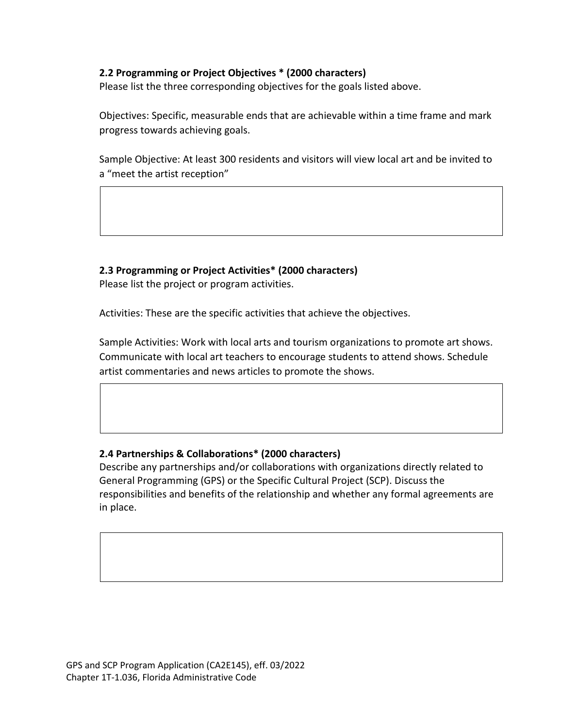**2.2 Programming or Project Objectives * (2000 characters)**
Please list the three corresponding objectives for the goals listed above.

Objectives: Specific, measurable ends that are achievable within a time frame and mark progress towards achieving goals.

Sample Objective: At least 300 residents and visitors will view local art and be invited to a "meet the artist reception"

**2.3 Programming or Project Activities* (2000 characters)**
Please list the project or program activities.

Activities: These are the specific activities that achieve the objectives.

Sample Activities: Work with local arts and tourism organizations to promote art shows. Communicate with local art teachers to encourage students to attend shows. Schedule artist commentaries and news articles to promote the shows.

**2.4 Partnerships & Collaborations* (2000 characters)**
Describe any partnerships and/or collaborations with organizations directly related to General Programming (GPS) or the Specific Cultural Project (SCP). Discuss the responsibilities and benefits of the relationship and whether any formal agreements are in place.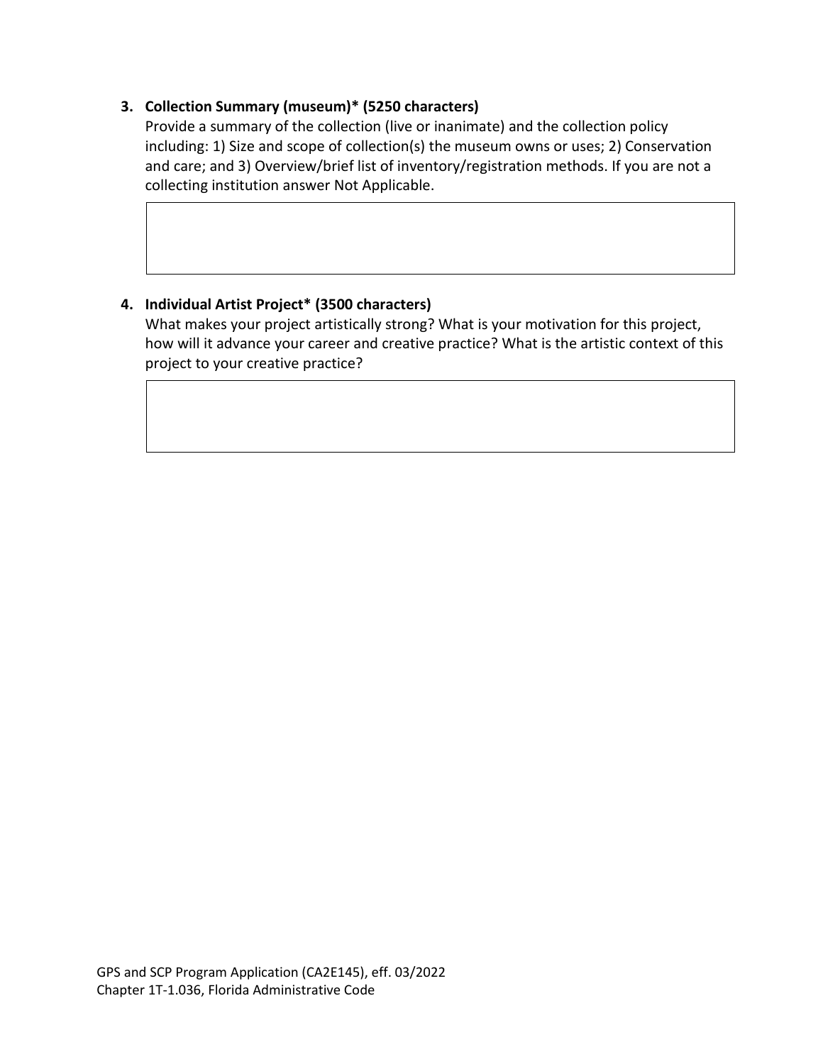3. **Collection Summary (museum)* (5250 characters)**

   Provide a summary of the collection (live or inanimate) and the collection policy including: 1) Size and scope of collection(s) the museum owns or uses; 2) Conservation and care; and 3) Overview/brief list of inventory/registration methods. If you are not a collecting institution answer Not Applicable.

4. **Individual Artist Project* (3500 characters)**

   What makes your project artistically strong? What is your motivation for this project, how will it advance your career and creative practice? What is the artistic context of this project to your creative practice?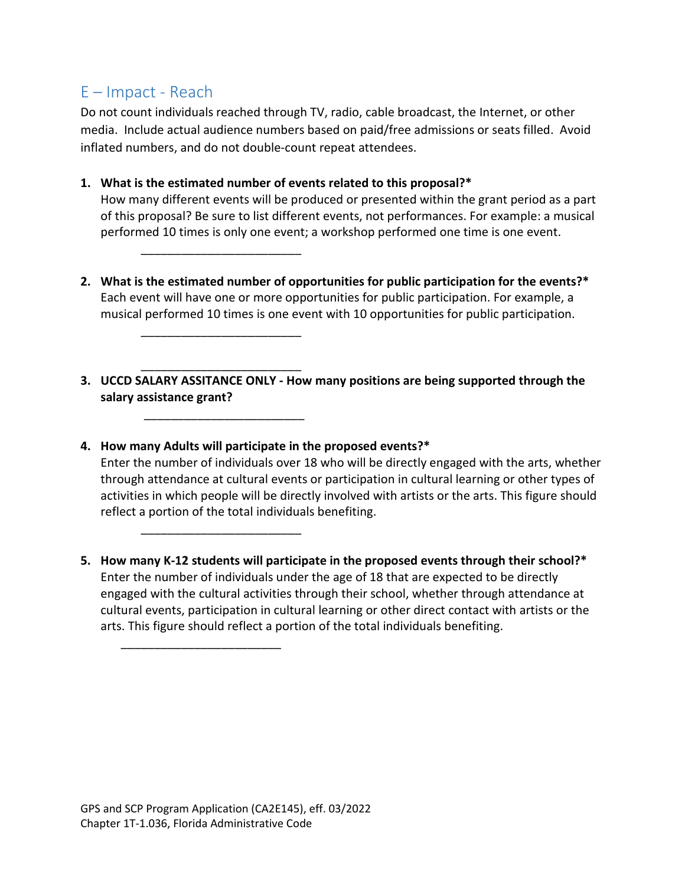## E – Impact - Reach

Do not count individuals reached through TV, radio, cable broadcast, the Internet, or other media. Include actual audience numbers based on paid/free admissions or seats filled. Avoid inflated numbers, and do not double-count repeat attendees.

1. **What is the estimated number of events related to this proposal?***
   How many different events will be produced or presented within the grant period as a part of this proposal? Be sure to list different events, not performances. For example: a musical performed 10 times is only one event; a workshop performed one time is one event.

   ________________________

2. **What is the estimated number of opportunities for public participation for the events?***
   Each event will have one or more opportunities for public participation. For example, a musical performed 10 times is one event with 10 opportunities for public participation.

   ________________________

   ________________________

3. **UCCD SALARY ASSITANCE ONLY - How many positions are being supported through the salary assistance grant?**

   ________________________

4. **How many Adults will participate in the proposed events?***
   Enter the number of individuals over 18 who will be directly engaged with the arts, whether through attendance at cultural events or participation in cultural learning or other types of activities in which people will be directly involved with artists or the arts. This figure should reflect a portion of the total individuals benefiting.

   ________________________

5. **How many K-12 students will participate in the proposed events through their school?***
   Enter the number of individuals under the age of 18 that are expected to be directly engaged with the cultural activities through their school, whether through attendance at cultural events, participation in cultural learning or other direct contact with artists or the arts. This figure should reflect a portion of the total individuals benefiting.

   ________________________

GPS and SCP Program Application (CA2E145), eff. 03/2022
Chapter 1T-1.036, Florida Administrative Code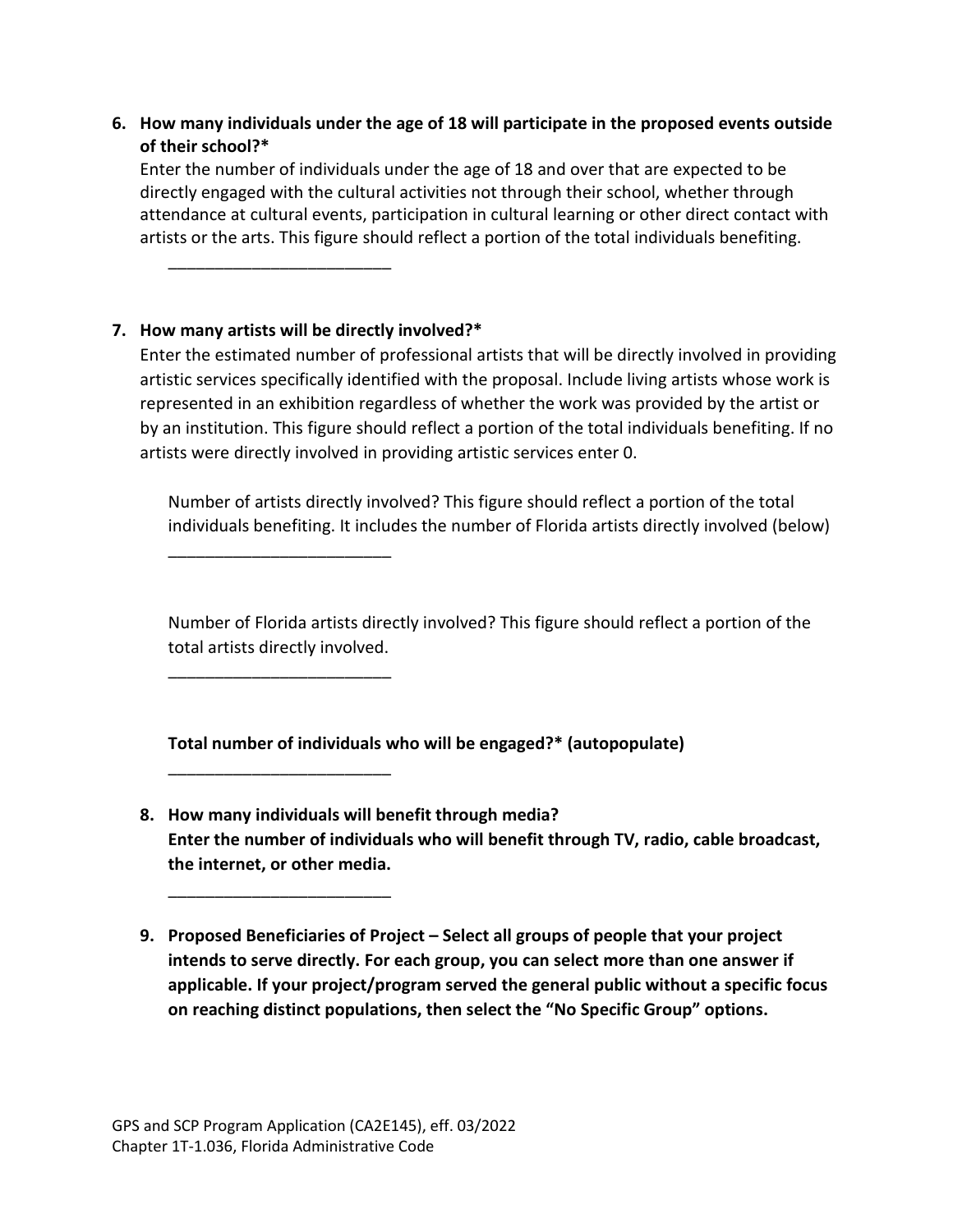6. **How many individuals under the age of 18 will participate in the proposed events outside of their school?***

   Enter the number of individuals under the age of 18 and over that are expected to be directly engaged with the cultural activities not through their school, whether through attendance at cultural events, participation in cultural learning or other direct contact with artists or the arts. This figure should reflect a portion of the total individuals benefiting.

   ________________________

7. **How many artists will be directly involved?***

   Enter the estimated number of professional artists that will be directly involved in providing artistic services specifically identified with the proposal. Include living artists whose work is represented in an exhibition regardless of whether the work was provided by the artist or by an institution. This figure should reflect a portion of the total individuals benefiting. If no artists were directly involved in providing artistic services enter 0.

   Number of artists directly involved? This figure should reflect a portion of the total individuals benefiting. It includes the number of Florida artists directly involved (below)

   ________________________

   Number of Florida artists directly involved? This figure should reflect a portion of the total artists directly involved.

   ________________________

   **Total number of individuals who will be engaged?* (autopopulate)**

   ________________________

8. **How many individuals will benefit through media?**
   **Enter the number of individuals who will benefit through TV, radio, cable broadcast, the internet, or other media.**

   ________________________

9. **Proposed Beneficiaries of Project – Select all groups of people that your project intends to serve directly. For each group, you can select more than one answer if applicable. If your project/program served the general public without a specific focus on reaching distinct populations, then select the "No Specific Group" options.**

GPS and SCP Program Application (CA2E145), eff. 03/2022
Chapter 1T-1.036, Florida Administrative Code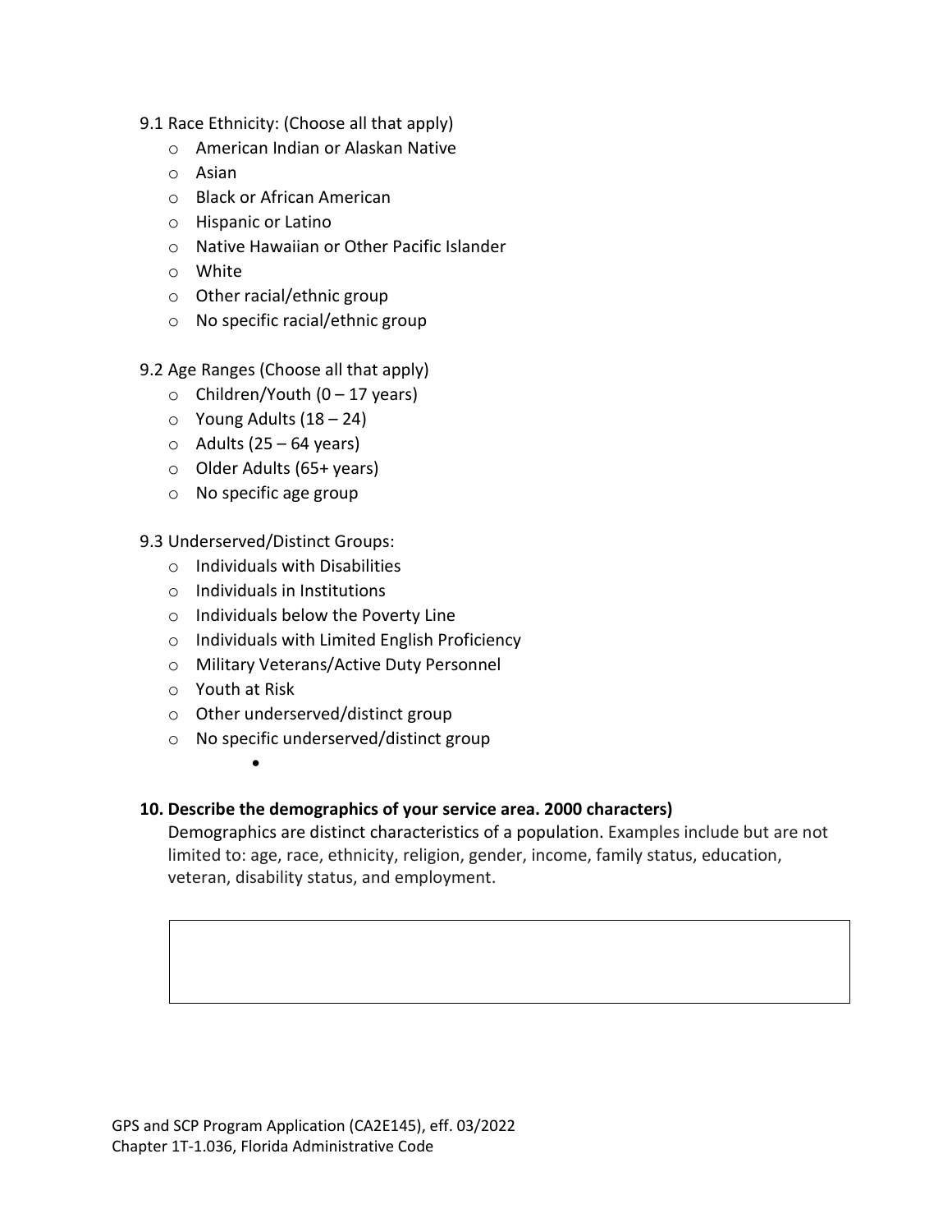9.1 Race Ethnicity: (Choose all that apply)

- American Indian or Alaskan Native
- Asian
- Black or African American
- Hispanic or Latino
- Native Hawaiian or Other Pacific Islander
- White
- Other racial/ethnic group
- No specific racial/ethnic group

9.2 Age Ranges (Choose all that apply)

- Children/Youth (0 – 17 years)
- Young Adults (18 – 24)
- Adults (25 – 64 years)
- Older Adults (65+ years)
- No specific age group

9.3 Underserved/Distinct Groups:

- Individuals with Disabilities
- Individuals in Institutions
- Individuals below the Poverty Line
- Individuals with Limited English Proficiency
- Military Veterans/Active Duty Personnel
- Youth at Risk
- Other underserved/distinct group
- No specific underserved/distinct group

**10. Describe the demographics of your service area. 2000 characters)**

Demographics are distinct characteristics of a population. Examples include but are not limited to: age, race, ethnicity, religion, gender, income, family status, education, veteran, disability status, and employment.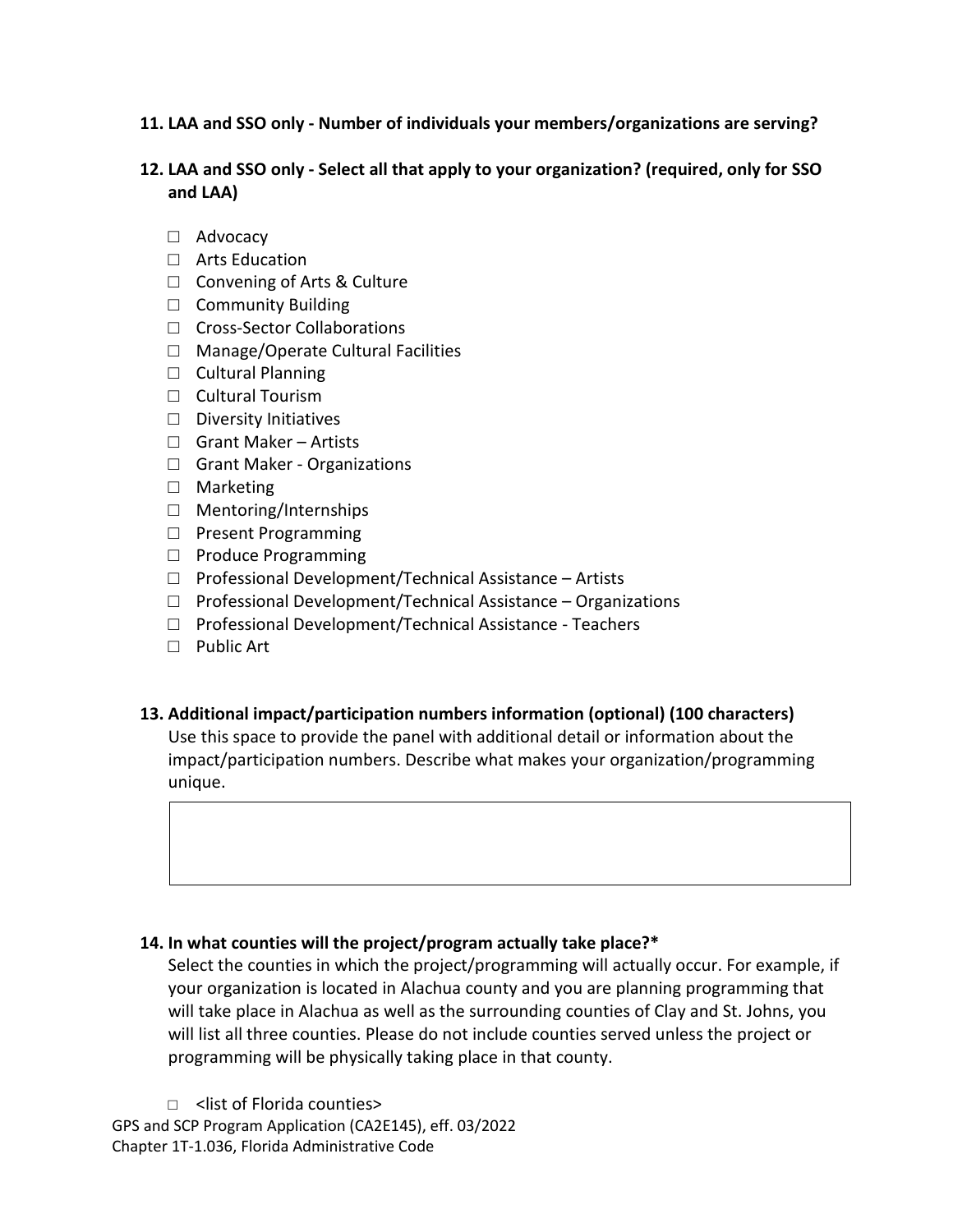**11. LAA and SSO only - Number of individuals your members/organizations are serving?**

**12. LAA and SSO only - Select all that apply to your organization? (required, only for SSO and LAA)**

- ☐ Advocacy
- ☐ Arts Education
- ☐ Convening of Arts & Culture
- ☐ Community Building
- ☐ Cross-Sector Collaborations
- ☐ Manage/Operate Cultural Facilities
- ☐ Cultural Planning
- ☐ Cultural Tourism
- ☐ Diversity Initiatives
- ☐ Grant Maker – Artists
- ☐ Grant Maker - Organizations
- ☐ Marketing
- ☐ Mentoring/Internships
- ☐ Present Programming
- ☐ Produce Programming
- ☐ Professional Development/Technical Assistance – Artists
- ☐ Professional Development/Technical Assistance – Organizations
- ☐ Professional Development/Technical Assistance - Teachers
- ☐ Public Art

**13. Additional impact/participation numbers information (optional) (100 characters)**

Use this space to provide the panel with additional detail or information about the impact/participation numbers. Describe what makes your organization/programming unique.

| |
|---|
| |

**14. In what counties will the project/program actually take place?***

Select the counties in which the project/programming will actually occur. For example, if your organization is located in Alachua county and you are planning programming that will take place in Alachua as well as the surrounding counties of Clay and St. Johns, you will list all three counties. Please do not include counties served unless the project or programming will be physically taking place in that county.

- ☐ <list of Florida counties>

GPS and SCP Program Application (CA2E145), eff. 03/2022
Chapter 1T-1.036, Florida Administrative Code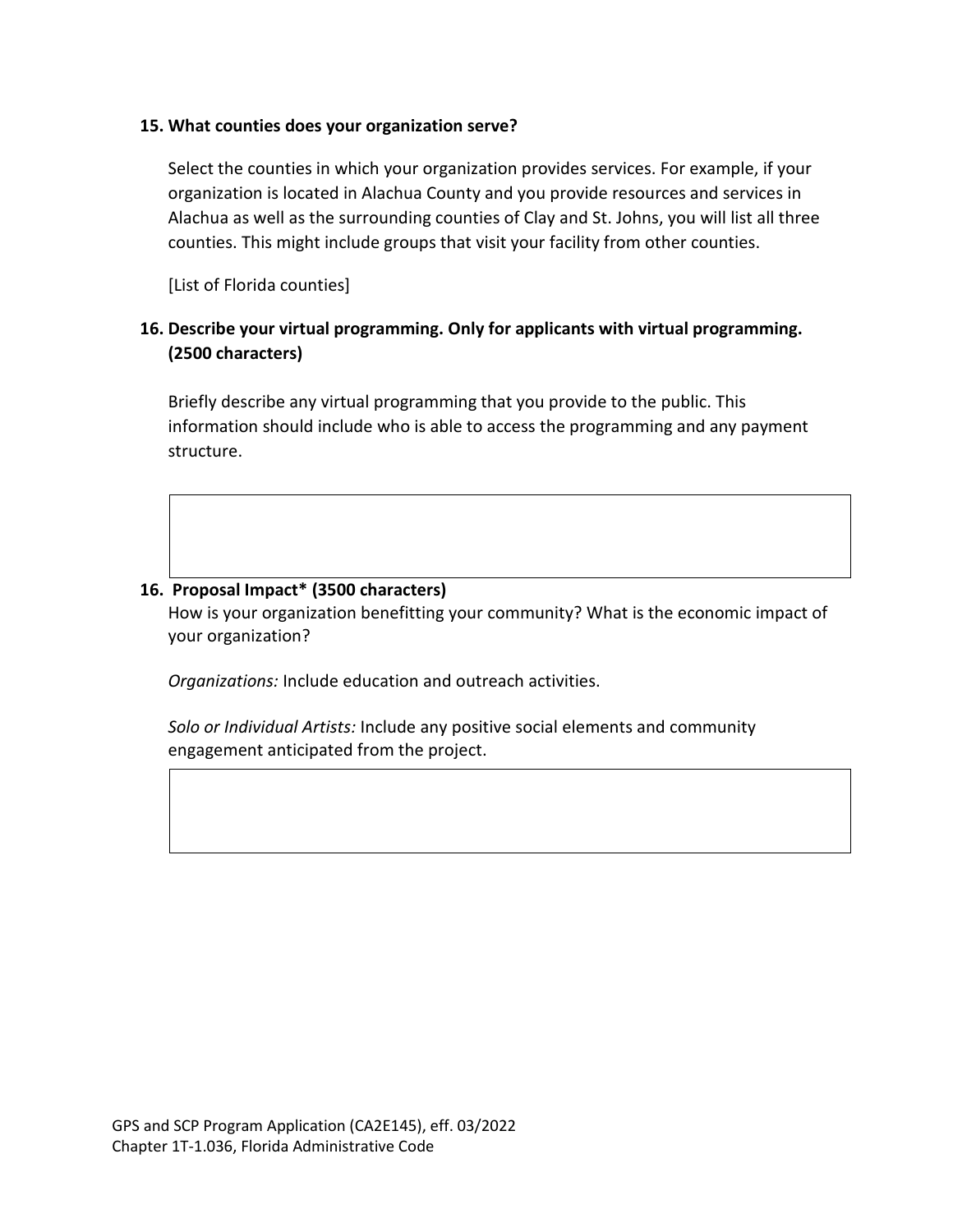**15. What counties does your organization serve?**

Select the counties in which your organization provides services. For example, if your organization is located in Alachua County and you provide resources and services in Alachua as well as the surrounding counties of Clay and St. Johns, you will list all three counties. This might include groups that visit your facility from other counties.

[List of Florida counties]

**16. Describe your virtual programming. Only for applicants with virtual programming. (2500 characters)**

Briefly describe any virtual programming that you provide to the public. This information should include who is able to access the programming and any payment structure.

| |
|---|
| |

**16. Proposal Impact* (3500 characters)**

How is your organization benefitting your community? What is the economic impact of your organization?

*Organizations:* Include education and outreach activities.

*Solo or Individual Artists:* Include any positive social elements and community engagement anticipated from the project.

| |
|---|
| |

GPS and SCP Program Application (CA2E145), eff. 03/2022
Chapter 1T-1.036, Florida Administrative Code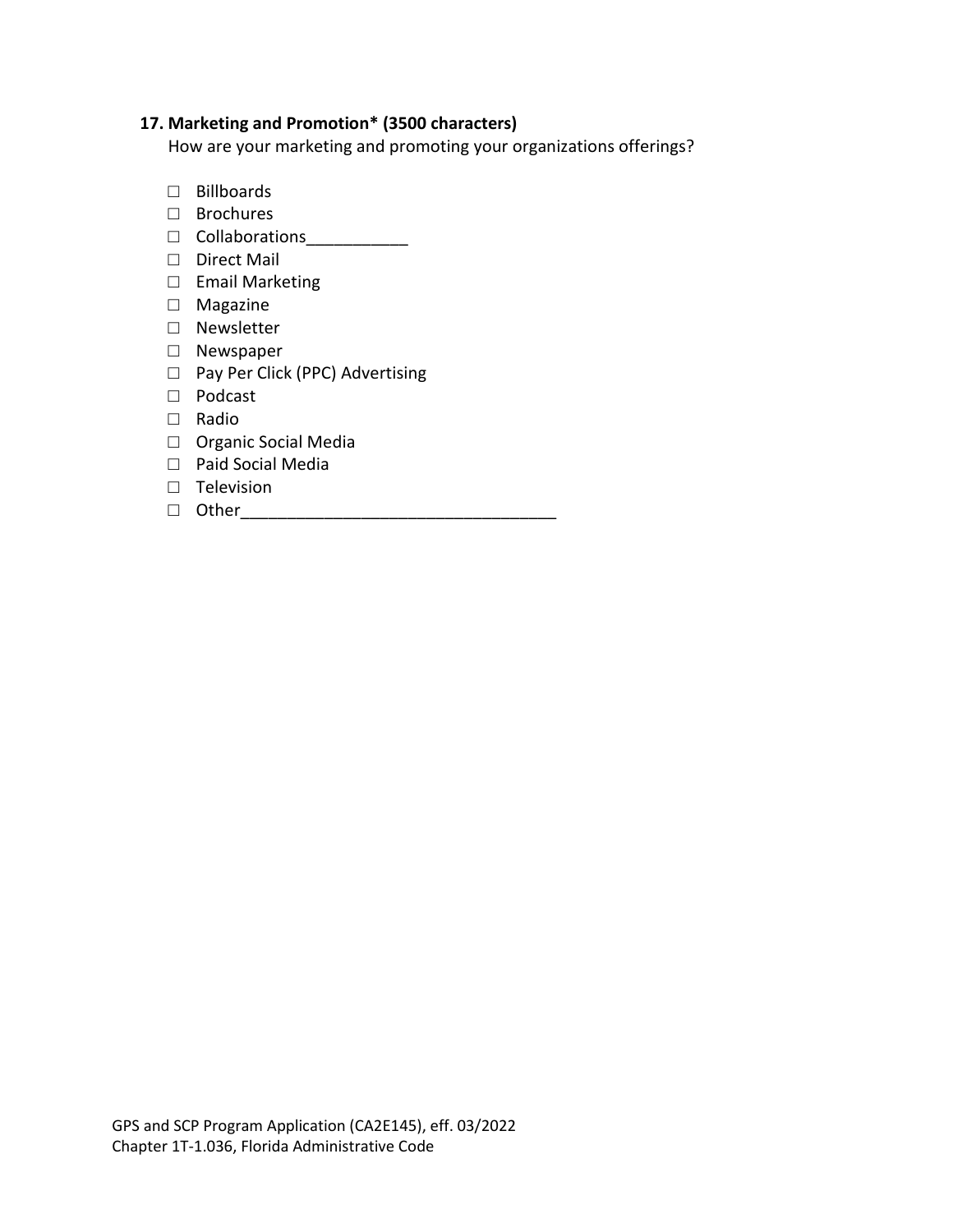**17. Marketing and Promotion* (3500 characters)**

How are your marketing and promoting your organizations offerings?

- ☐ Billboards
- ☐ Brochures
- ☐ Collaborations___________
- ☐ Direct Mail
- ☐ Email Marketing
- ☐ Magazine
- ☐ Newsletter
- ☐ Newspaper
- ☐ Pay Per Click (PPC) Advertising
- ☐ Podcast
- ☐ Radio
- ☐ Organic Social Media
- ☐ Paid Social Media
- ☐ Television
- ☐ Other__________________________________

GPS and SCP Program Application (CA2E145), eff. 03/2022
Chapter 1T-1.036, Florida Administrative Code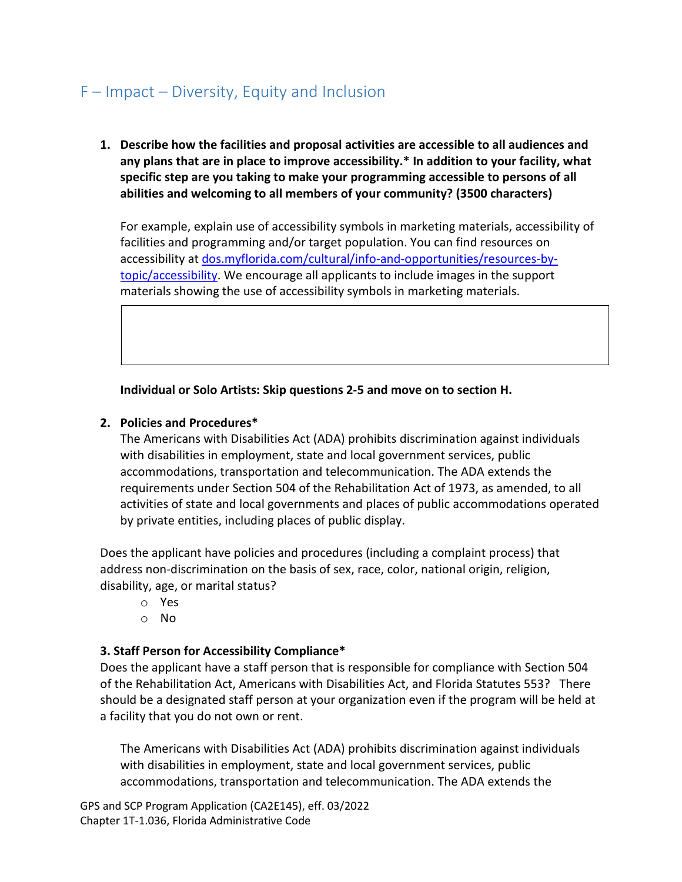## F – Impact – Diversity, Equity and Inclusion

1. **Describe how the facilities and proposal activities are accessible to all audiences and any plans that are in place to improve accessibility.* In addition to your facility, what specific step are you taking to make your programming accessible to persons of all abilities and welcoming to all members of your community? (3500 characters)**

   For example, explain use of accessibility symbols in marketing materials, accessibility of facilities and programming and/or target population. You can find resources on accessibility at [dos.myflorida.com/cultural/info-and-opportunities/resources-by-topic/accessibility](dos.myflorida.com/cultural/info-and-opportunities/resources-by-topic/accessibility). We encourage all applicants to include images in the support materials showing the use of accessibility symbols in marketing materials.

   **Individual or Solo Artists: Skip questions 2-5 and move on to section H.**

2. **Policies and Procedures***
   The Americans with Disabilities Act (ADA) prohibits discrimination against individuals with disabilities in employment, state and local government services, public accommodations, transportation and telecommunication. The ADA extends the requirements under Section 504 of the Rehabilitation Act of 1973, as amended, to all activities of state and local governments and places of public accommodations operated by private entities, including places of public display.

Does the applicant have policies and procedures (including a complaint process) that address non-discrimination on the basis of sex, race, color, national origin, religion, disability, age, or marital status?

- Yes
- No

**3. Staff Person for Accessibility Compliance***
Does the applicant have a staff person that is responsible for compliance with Section 504 of the Rehabilitation Act, Americans with Disabilities Act, and Florida Statutes 553? There should be a designated staff person at your organization even if the program will be held at a facility that you do not own or rent.

The Americans with Disabilities Act (ADA) prohibits discrimination against individuals with disabilities in employment, state and local government services, public accommodations, transportation and telecommunication. The ADA extends the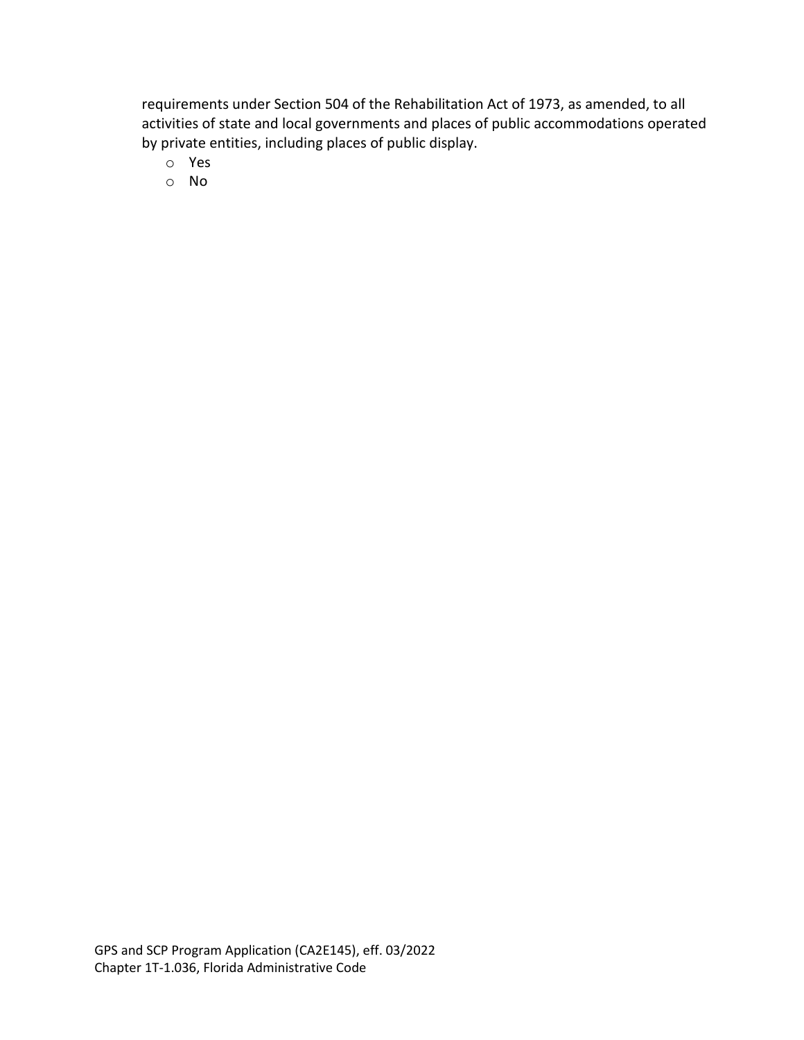requirements under Section 504 of the Rehabilitation Act of 1973, as amended, to all activities of state and local governments and places of public accommodations operated by private entities, including places of public display.

- Yes
- No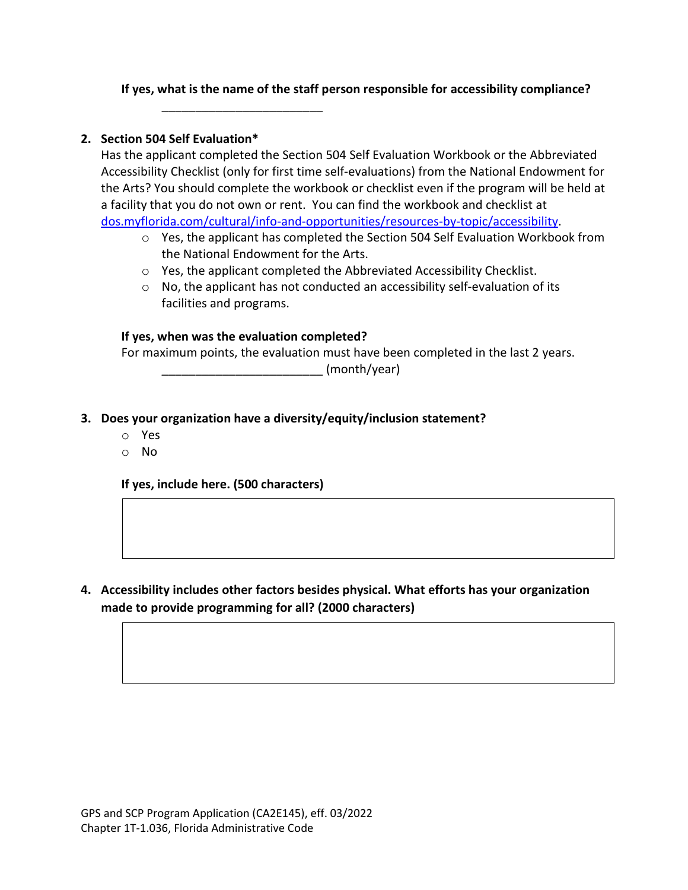**If yes, what is the name of the staff person responsible for accessibility compliance?**

________________________

2. **Section 504 Self Evaluation***

   Has the applicant completed the Section 504 Self Evaluation Workbook or the Abbreviated Accessibility Checklist (only for first time self-evaluations) from the National Endowment for the Arts? You should complete the workbook or checklist even if the program will be held at a facility that you do not own or rent. You can find the workbook and checklist at [dos.myflorida.com/cultural/info-and-opportunities/resources-by-topic/accessibility](dos.myflorida.com/cultural/info-and-opportunities/resources-by-topic/accessibility).

   - Yes, the applicant has completed the Section 504 Self Evaluation Workbook from the National Endowment for the Arts.
   - Yes, the applicant completed the Abbreviated Accessibility Checklist.
   - No, the applicant has not conducted an accessibility self-evaluation of its facilities and programs.

   **If yes, when was the evaluation completed?**

   For maximum points, the evaluation must have been completed in the last 2 years.

   ________________________ (month/year)

3. **Does your organization have a diversity/equity/inclusion statement?**

   - Yes
   - No

   **If yes, include here. (500 characters)**

   |   |
   |---|
   |   |

4. **Accessibility includes other factors besides physical. What efforts has your organization made to provide programming for all? (2000 characters)**

   |   |
   |---|
   |   |

GPS and SCP Program Application (CA2E145), eff. 03/2022
Chapter 1T-1.036, Florida Administrative Code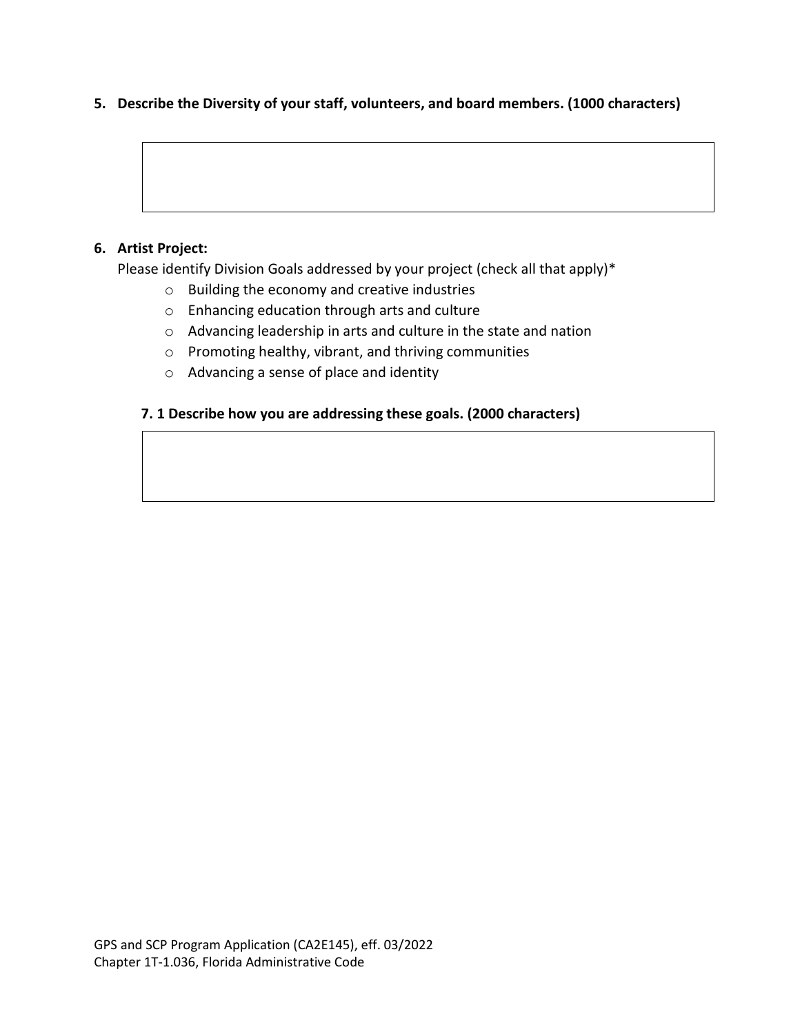**5. Describe the Diversity of your staff, volunteers, and board members. (1000 characters)**

**6. Artist Project:**

Please identify Division Goals addressed by your project (check all that apply)*

- Building the economy and creative industries
- Enhancing education through arts and culture
- Advancing leadership in arts and culture in the state and nation
- Promoting healthy, vibrant, and thriving communities
- Advancing a sense of place and identity

**7. 1 Describe how you are addressing these goals. (2000 characters)**

GPS and SCP Program Application (CA2E145), eff. 03/2022
Chapter 1T-1.036, Florida Administrative Code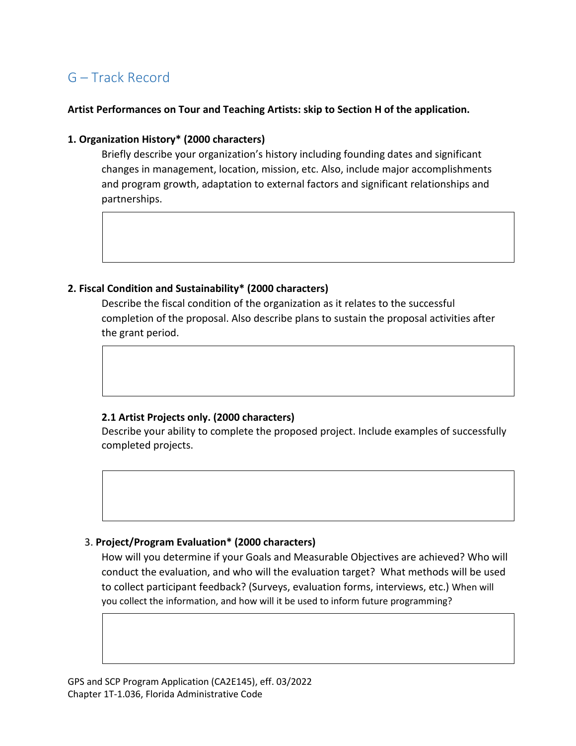## G – Track Record

**Artist Performances on Tour and Teaching Artists: skip to Section H of the application.**

**1. Organization History* (2000 characters)**

Briefly describe your organization's history including founding dates and significant changes in management, location, mission, etc. Also, include major accomplishments and program growth, adaptation to external factors and significant relationships and partnerships.

**2. Fiscal Condition and Sustainability* (2000 characters)**

Describe the fiscal condition of the organization as it relates to the successful completion of the proposal. Also describe plans to sustain the proposal activities after the grant period.

**2.1 Artist Projects only. (2000 characters)**

Describe your ability to complete the proposed project. Include examples of successfully completed projects.

3. **Project/Program Evaluation* (2000 characters)**

How will you determine if your Goals and Measurable Objectives are achieved? Who will conduct the evaluation, and who will the evaluation target? What methods will be used to collect participant feedback? (Surveys, evaluation forms, interviews, etc.) When will you collect the information, and how will it be used to inform future programming?

GPS and SCP Program Application (CA2E145), eff. 03/2022
Chapter 1T-1.036, Florida Administrative Code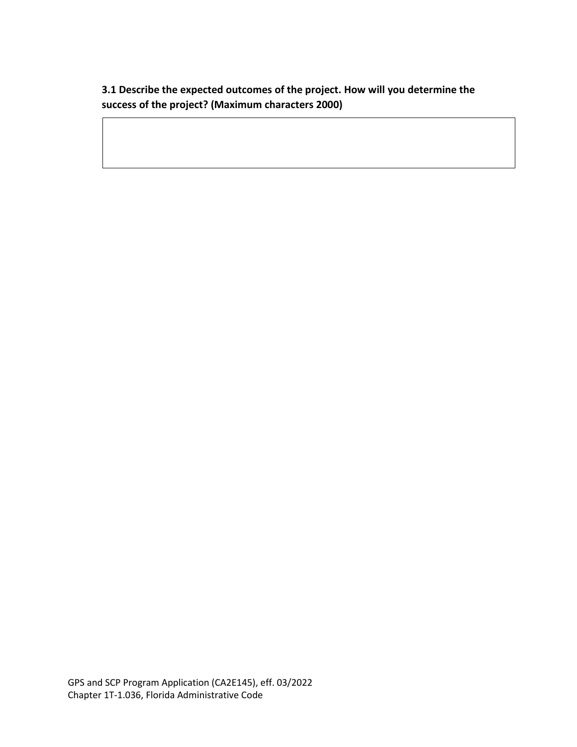**3.1 Describe the expected outcomes of the project. How will you determine the success of the project? (Maximum characters 2000)**

| |
|---|
| |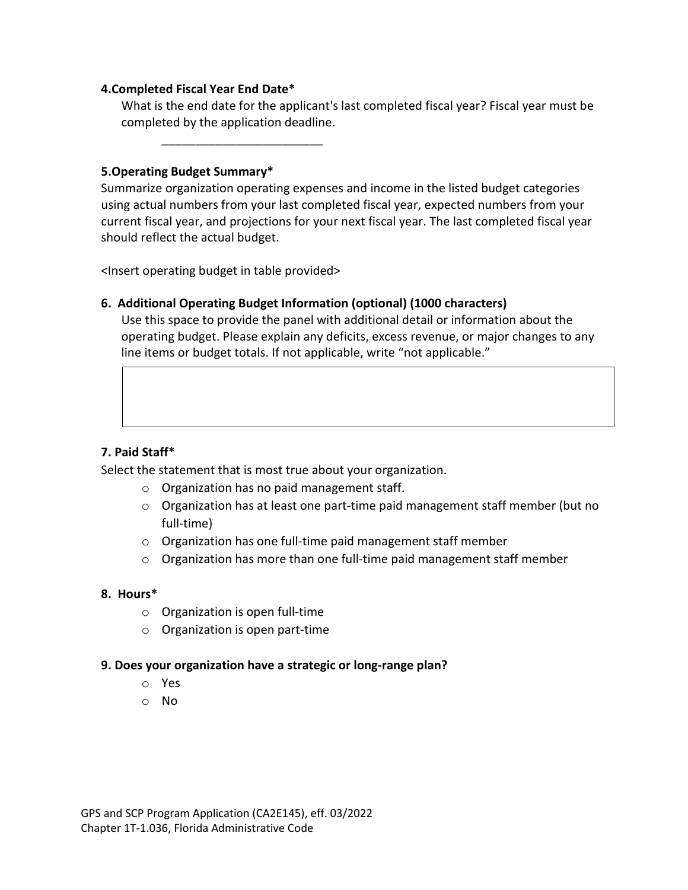**4.Completed Fiscal Year End Date***

What is the end date for the applicant's last completed fiscal year? Fiscal year must be completed by the application deadline.

________________________

**5.Operating Budget Summary***

Summarize organization operating expenses and income in the listed budget categories using actual numbers from your last completed fiscal year, expected numbers from your current fiscal year, and projections for your next fiscal year. The last completed fiscal year should reflect the actual budget.

<Insert operating budget in table provided>

**6. Additional Operating Budget Information (optional) (1000 characters)**

Use this space to provide the panel with additional detail or information about the operating budget. Please explain any deficits, excess revenue, or major changes to any line items or budget totals. If not applicable, write "not applicable."

| |
|---|
| |

**7. Paid Staff***

Select the statement that is most true about your organization.

- Organization has no paid management staff.
- Organization has at least one part-time paid management staff member (but no full-time)
- Organization has one full-time paid management staff member
- Organization has more than one full-time paid management staff member

**8. Hours***

- Organization is open full-time
- Organization is open part-time

**9. Does your organization have a strategic or long-range plan?**

- Yes
- No

GPS and SCP Program Application (CA2E145), eff. 03/2022
Chapter 1T-1.036, Florida Administrative Code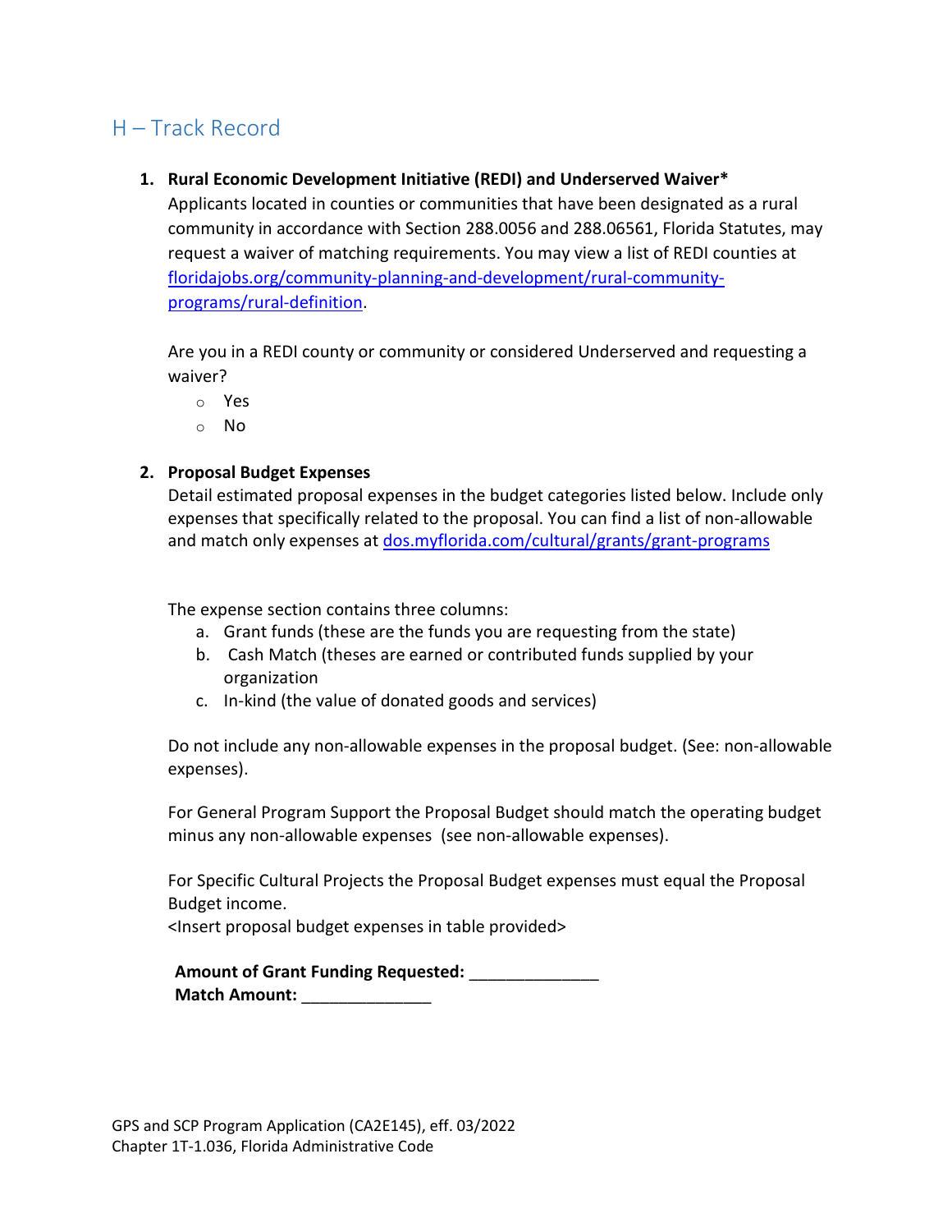## H – Track Record

1. **Rural Economic Development Initiative (REDI) and Underserved Waiver***
   Applicants located in counties or communities that have been designated as a rural community in accordance with Section 288.0056 and 288.06561, Florida Statutes, may request a waiver of matching requirements. You may view a list of REDI counties at [floridajobs.org/community-planning-and-development/rural-community-programs/rural-definition](floridajobs.org/community-planning-and-development/rural-community-programs/rural-definition).

   Are you in a REDI county or community or considered Underserved and requesting a waiver?
   - Yes
   - No

2. **Proposal Budget Expenses**
   Detail estimated proposal expenses in the budget categories listed below. Include only expenses that specifically related to the proposal. You can find a list of non-allowable and match only expenses at [dos.myflorida.com/cultural/grants/grant-programs](dos.myflorida.com/cultural/grants/grant-programs)

   The expense section contains three columns:
   a. Grant funds (these are the funds you are requesting from the state)
   b. Cash Match (theses are earned or contributed funds supplied by your organization
   c. In-kind (the value of donated goods and services)

   Do not include any non-allowable expenses in the proposal budget. (See: non-allowable expenses).

   For General Program Support the Proposal Budget should match the operating budget minus any non-allowable expenses (see non-allowable expenses).

   For Specific Cultural Projects the Proposal Budget expenses must equal the Proposal Budget income.
   <Insert proposal budget expenses in table provided>

   **Amount of Grant Funding Requested:** ______________
   **Match Amount:** ______________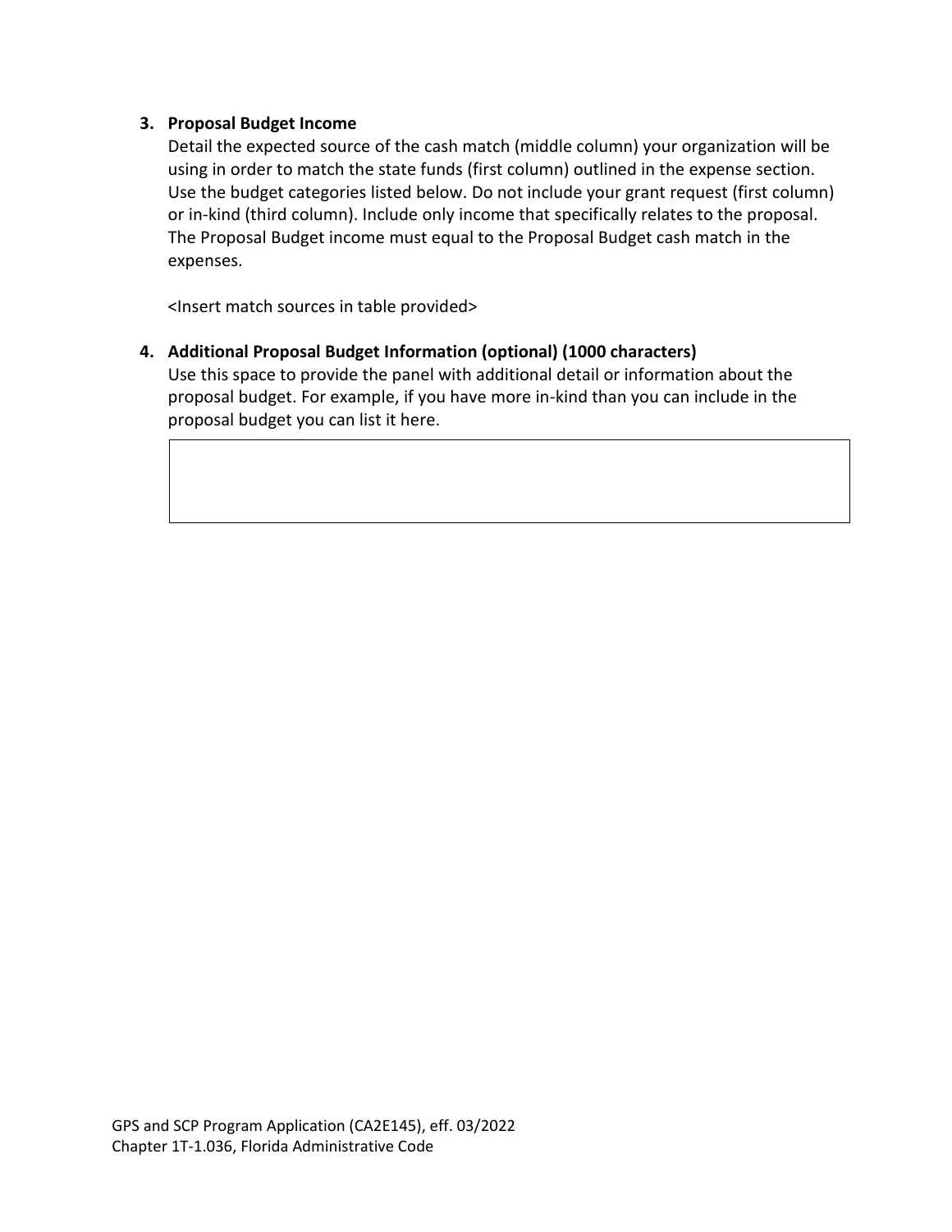3. **Proposal Budget Income**
   Detail the expected source of the cash match (middle column) your organization will be using in order to match the state funds (first column) outlined in the expense section. Use the budget categories listed below. Do not include your grant request (first column) or in-kind (third column). Include only income that specifically relates to the proposal. The Proposal Budget income must equal to the Proposal Budget cash match in the expenses.

   <Insert match sources in table provided>

4. **Additional Proposal Budget Information (optional) (1000 characters)**
   Use this space to provide the panel with additional detail or information about the proposal budget. For example, if you have more in-kind than you can include in the proposal budget you can list it here.

| |
|---|
| |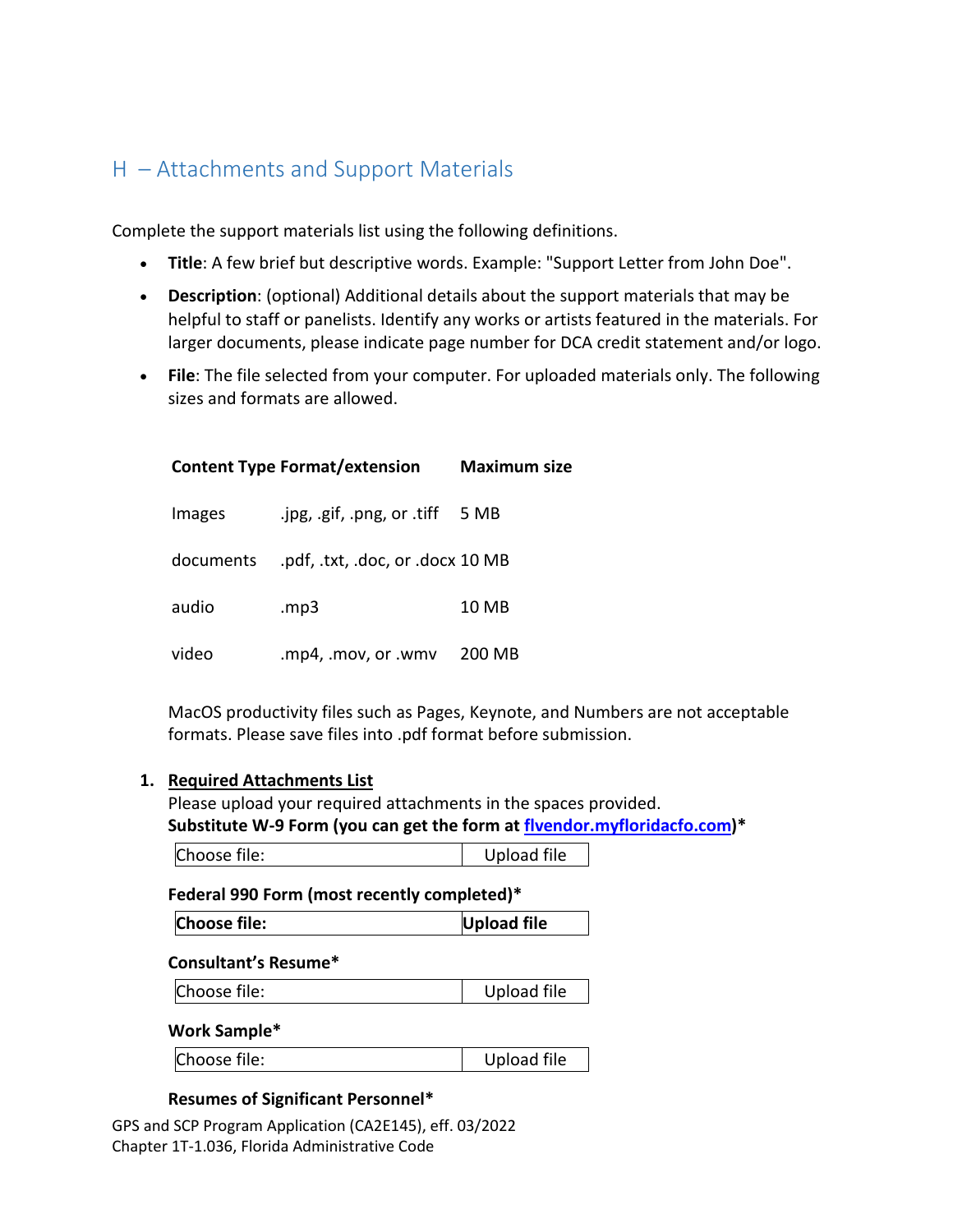## H – Attachments and Support Materials

Complete the support materials list using the following definitions.

- **Title**: A few brief but descriptive words. Example: "Support Letter from John Doe".
- **Description**: (optional) Additional details about the support materials that may be helpful to staff or panelists. Identify any works or artists featured in the materials. For larger documents, please indicate page number for DCA credit statement and/or logo.
- **File**: The file selected from your computer. For uploaded materials only. The following sizes and formats are allowed.

| Content Type | Format/extension | Maximum size |
|---|---|---|
| Images | .jpg, .gif, .png, or .tiff | 5 MB |
| documents | .pdf, .txt, .doc, or .docx | 10 MB |
| audio | .mp3 | 10 MB |
| video | .mp4, .mov, or .wmv | 200 MB |

MacOS productivity files such as Pages, Keynote, and Numbers are not acceptable formats. Please save files into .pdf format before submission.

1. **Required Attachments List**

   Please upload your required attachments in the spaces provided.

   **Substitute W-9 Form (you can get the form at [flvendor.myfloridacfo.com](flvendor.myfloridacfo.com))***

   | Choose file: | Upload file |
   |---|---|

   **Federal 990 Form (most recently completed)***

   | **Choose file:** | **Upload file** |
   |---|---|

   **Consultant's Resume***

   | Choose file: | Upload file |
   |---|---|

   **Work Sample***

   | Choose file: | Upload file |
   |---|---|

   **Resumes of Significant Personnel***

GPS and SCP Program Application (CA2E145), eff. 03/2022
Chapter 1T-1.036, Florida Administrative Code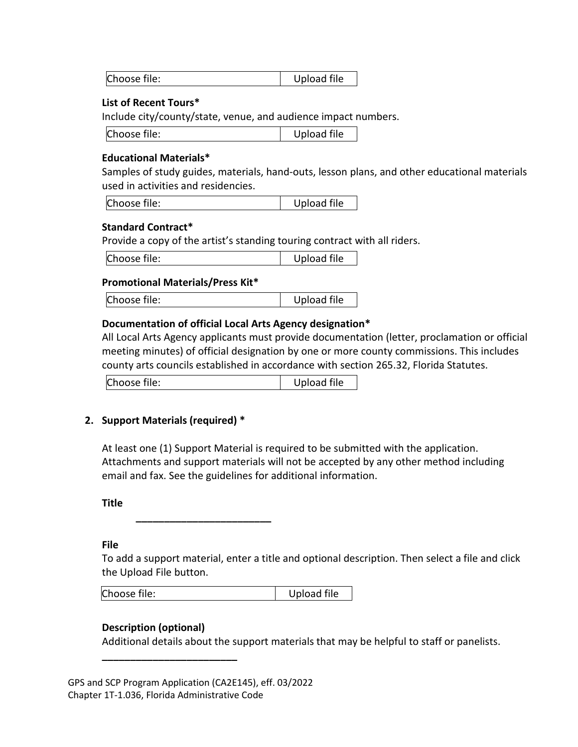| Choose file: | Upload file |
|---|---|

**List of Recent Tours***

Include city/county/state, venue, and audience impact numbers.

| Choose file: | Upload file |
|---|---|

**Educational Materials***

Samples of study guides, materials, hand-outs, lesson plans, and other educational materials used in activities and residencies.

| Choose file: | Upload file |
|---|---|

**Standard Contract***

Provide a copy of the artist's standing touring contract with all riders.

| Choose file: | Upload file |
|---|---|

**Promotional Materials/Press Kit***

| Choose file: | Upload file |
|---|---|

**Documentation of official Local Arts Agency designation***

All Local Arts Agency applicants must provide documentation (letter, proclamation or official meeting minutes) of official designation by one or more county commissions. This includes county arts councils established in accordance with section 265.32, Florida Statutes.

| Choose file: | Upload file |
|---|---|

2. **Support Materials (required) ***

At least one (1) Support Material is required to be submitted with the application. Attachments and support materials will not be accepted by any other method including email and fax. See the guidelines for additional information.

**Title**

________________________

**File**

To add a support material, enter a title and optional description. Then select a file and click the Upload File button.

| Choose file: | Upload file |
|---|---|

**Description (optional)**

Additional details about the support materials that may be helpful to staff or panelists.

________________________

GPS and SCP Program Application (CA2E145), eff. 03/2022
Chapter 1T-1.036, Florida Administrative Code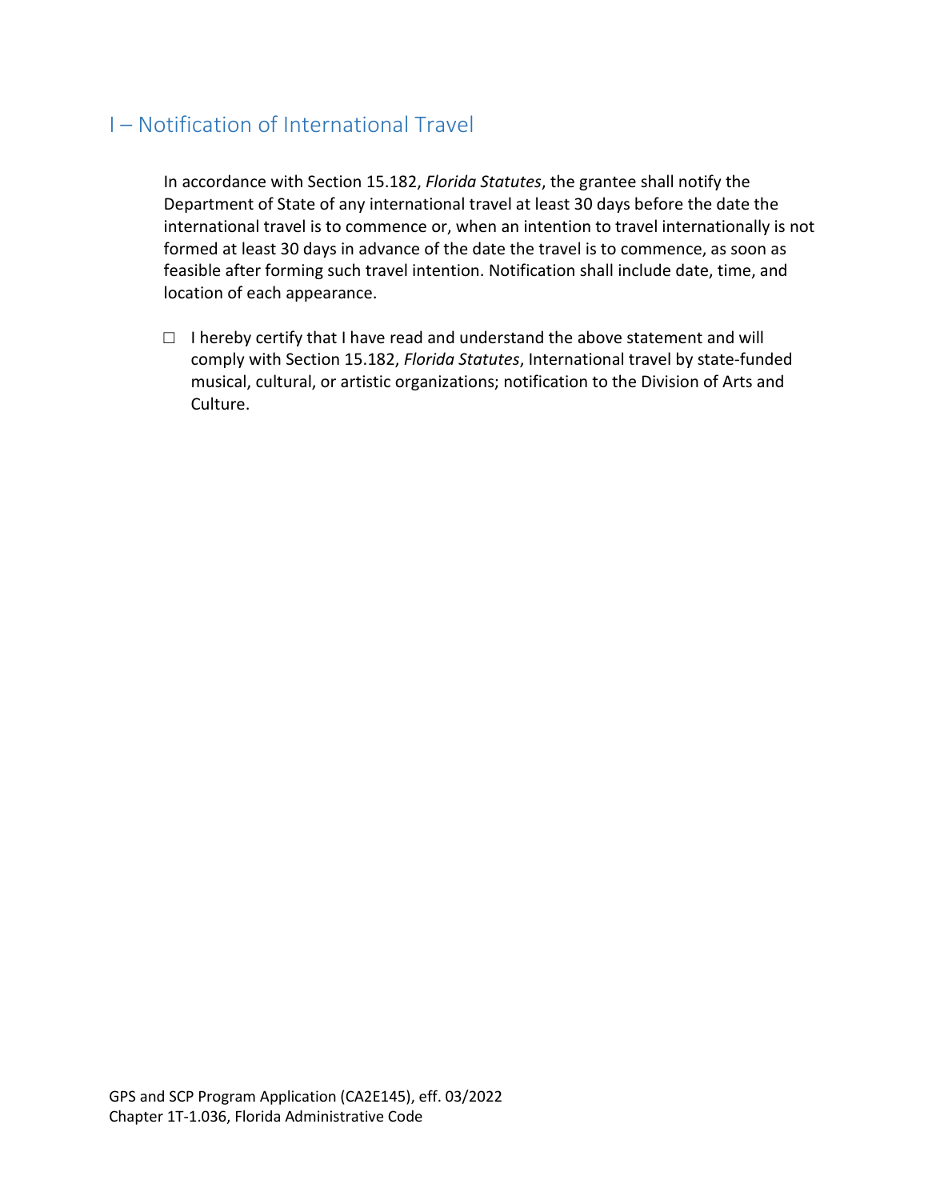## I – Notification of International Travel

In accordance with Section 15.182, *Florida Statutes*, the grantee shall notify the Department of State of any international travel at least 30 days before the date the international travel is to commence or, when an intention to travel internationally is not formed at least 30 days in advance of the date the travel is to commence, as soon as feasible after forming such travel intention. Notification shall include date, time, and location of each appearance.

☐ I hereby certify that I have read and understand the above statement and will comply with Section 15.182, *Florida Statutes*, International travel by state-funded musical, cultural, or artistic organizations; notification to the Division of Arts and Culture.

GPS and SCP Program Application (CA2E145), eff. 03/2022
Chapter 1T-1.036, Florida Administrative Code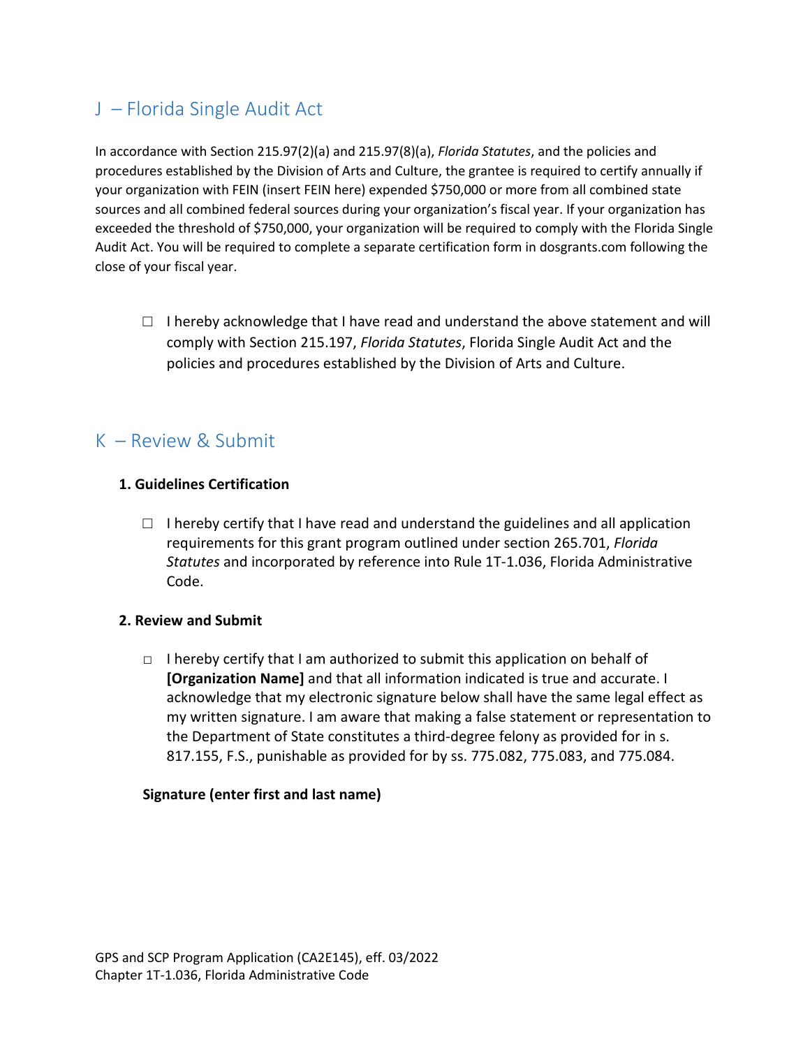## J – Florida Single Audit Act

In accordance with Section 215.97(2)(a) and 215.97(8)(a), *Florida Statutes*, and the policies and procedures established by the Division of Arts and Culture, the grantee is required to certify annually if your organization with FEIN (insert FEIN here) expended $750,000 or more from all combined state sources and all combined federal sources during your organization's fiscal year. If your organization has exceeded the threshold of $750,000, your organization will be required to comply with the Florida Single Audit Act. You will be required to complete a separate certification form in dosgrants.com following the close of your fiscal year.

☐ I hereby acknowledge that I have read and understand the above statement and will comply with Section 215.197, *Florida Statutes*, Florida Single Audit Act and the policies and procedures established by the Division of Arts and Culture.

## K – Review & Submit

**1. Guidelines Certification**

☐ I hereby certify that I have read and understand the guidelines and all application requirements for this grant program outlined under section 265.701, *Florida Statutes* and incorporated by reference into Rule 1T-1.036, Florida Administrative Code.

**2. Review and Submit**

☐ I hereby certify that I am authorized to submit this application on behalf of **[Organization Name]** and that all information indicated is true and accurate. I acknowledge that my electronic signature below shall have the same legal effect as my written signature. I am aware that making a false statement or representation to the Department of State constitutes a third-degree felony as provided for in s. 817.155, F.S., punishable as provided for by ss. 775.082, 775.083, and 775.084.

**Signature (enter first and last name)**

GPS and SCP Program Application (CA2E145), eff. 03/2022
Chapter 1T-1.036, Florida Administrative Code